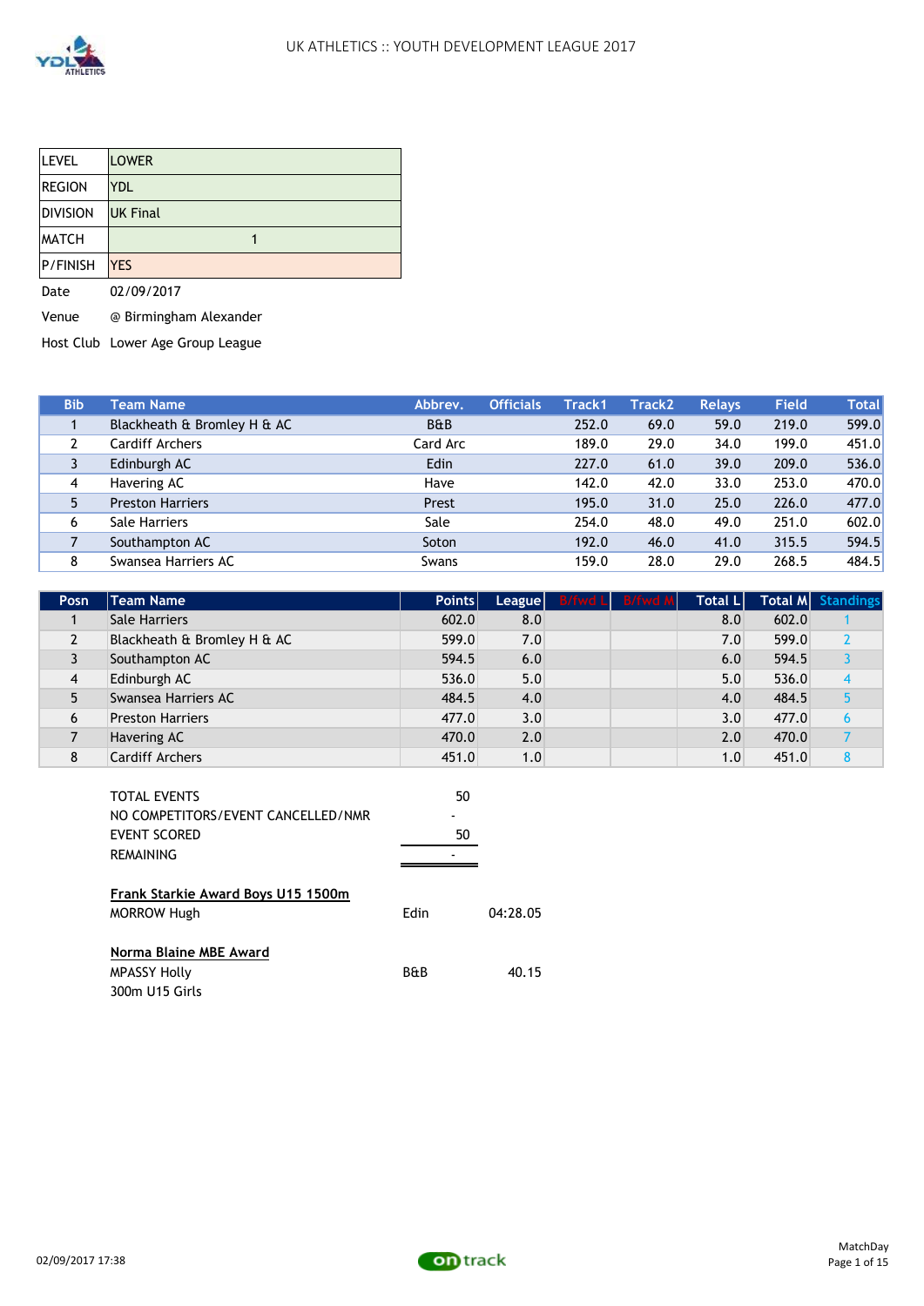UK ATHLETICS :: YOUTH DEVELOPMENT LEAGUE 2017

| LEVEL | LOWER |
|---|---|
| REGION | YDL |
| DIVISION | UK Final |
| MATCH | 1 |
| P/FINISH | YES |

Date 02/09/2017

Venue @ Birmingham Alexander

Host Club Lower Age Group League

| Bib | Team Name | Abbrev. | Officials | Track1 | Track2 | Relays | Field | Total |
|---|---|---|---|---|---|---|---|---|
| 1 | Blackheath & Bromley H & AC | B&B | | 252.0 | 69.0 | 59.0 | 219.0 | 599.0 |
| 2 | Cardiff Archers | Card Arc | | 189.0 | 29.0 | 34.0 | 199.0 | 451.0 |
| 3 | Edinburgh AC | Edin | | 227.0 | 61.0 | 39.0 | 209.0 | 536.0 |
| 4 | Havering AC | Have | | 142.0 | 42.0 | 33.0 | 253.0 | 470.0 |
| 5 | Preston Harriers | Prest | | 195.0 | 31.0 | 25.0 | 226.0 | 477.0 |
| 6 | Sale Harriers | Sale | | 254.0 | 48.0 | 49.0 | 251.0 | 602.0 |
| 7 | Southampton AC | Soton | | 192.0 | 46.0 | 41.0 | 315.5 | 594.5 |
| 8 | Swansea Harriers AC | Swans | | 159.0 | 28.0 | 29.0 | 268.5 | 484.5 |

| Posn | Team Name | Points | League | B/fwd L | B/fwd M | Total L | Total M | Standings |
|---|---|---|---|---|---|---|---|---|
| 1 | Sale Harriers | 602.0 | 8.0 | | | 8.0 | 602.0 | 1 |
| 2 | Blackheath & Bromley H & AC | 599.0 | 7.0 | | | 7.0 | 599.0 | 2 |
| 3 | Southampton AC | 594.5 | 6.0 | | | 6.0 | 594.5 | 3 |
| 4 | Edinburgh AC | 536.0 | 5.0 | | | 5.0 | 536.0 | 4 |
| 5 | Swansea Harriers AC | 484.5 | 4.0 | | | 4.0 | 484.5 | 5 |
| 6 | Preston Harriers | 477.0 | 3.0 | | | 3.0 | 477.0 | 6 |
| 7 | Havering AC | 470.0 | 2.0 | | | 2.0 | 470.0 | 7 |
| 8 | Cardiff Archers | 451.0 | 1.0 | | | 1.0 | 451.0 | 8 |

| | |
|---|---|
| TOTAL EVENTS | 50 |
| NO COMPETITORS/EVENT CANCELLED/NMR | - |
| EVENT SCORED | 50 |
| REMAINING | - |

**Frank Starkie Award Boys U15 1500m**

MORROW Hugh Edin 04:28.05

**Norma Blaine MBE Award**

MPASSY Holly B&B 40.15

300m U15 Girls

02/09/2017 17:38

MatchDay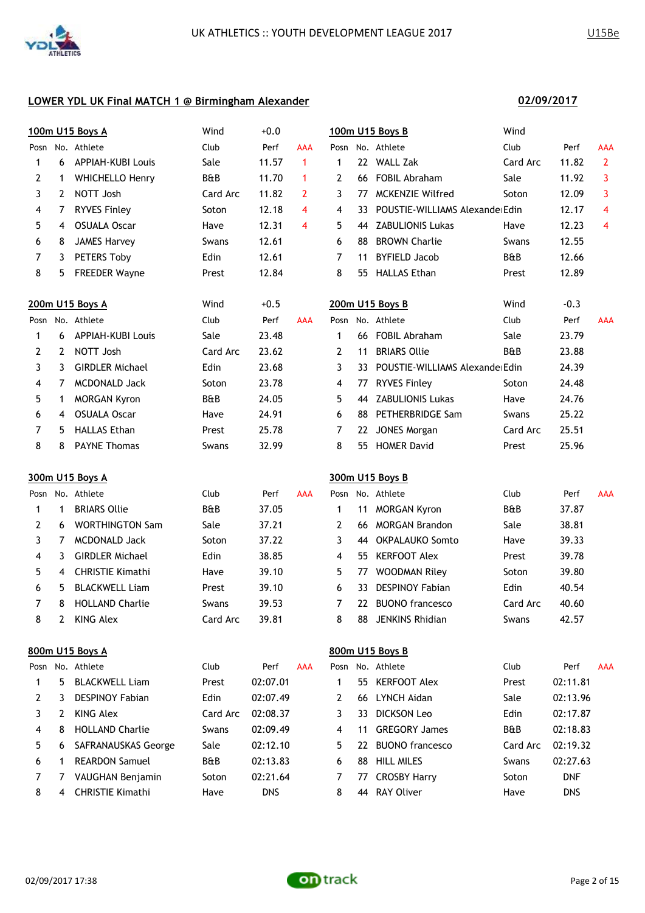## LOWER YDL UK Final MATCH 1 @ Birmingham Alexander

**02/09/2017**

### 100m U15 Boys A

Wind +0.0

| Posn | No. | Athlete | Club | Perf | AAA |
|---|---|---|---|---|---|
| 1 | 6 | APPIAH-KUBI Louis | Sale | 11.57 | 1 |
| 2 | 1 | WHICHELLO Henry | B&B | 11.70 | 1 |
| 3 | 2 | NOTT Josh | Card Arc | 11.82 | 2 |
| 4 | 7 | RYVES Finley | Soton | 12.18 | 4 |
| 5 | 4 | OSUALA Oscar | Have | 12.31 | 4 |
| 6 | 8 | JAMES Harvey | Swans | 12.61 | |
| 7 | 3 | PETERS Toby | Edin | 12.61 | |
| 8 | 5 | FREEDER Wayne | Prest | 12.84 | |

### 100m U15 Boys B

Wind

| Posn | No. | Athlete | Club | Perf | AAA |
|---|---|---|---|---|---|
| 1 | 22 | WALL Zak | Card Arc | 11.82 | 2 |
| 2 | 66 | FOBIL Abraham | Sale | 11.92 | 3 |
| 3 | 77 | MCKENZIE Wilfred | Soton | 12.09 | 3 |
| 4 | 33 | POUSTIE-WILLIAMS Alexande | Edin | 12.17 | 4 |
| 5 | 44 | ZABULIONIS Lukas | Have | 12.23 | 4 |
| 6 | 88 | BROWN Charlie | Swans | 12.55 | |
| 7 | 11 | BYFIELD Jacob | B&B | 12.66 | |
| 8 | 55 | HALLAS Ethan | Prest | 12.89 | |

### 200m U15 Boys A

Wind +0.5

| Posn | No. | Athlete | Club | Perf | AAA |
|---|---|---|---|---|---|
| 1 | 6 | APPIAH-KUBI Louis | Sale | 23.48 | |
| 2 | 2 | NOTT Josh | Card Arc | 23.62 | |
| 3 | 3 | GIRDLER Michael | Edin | 23.68 | |
| 4 | 7 | MCDONALD Jack | Soton | 23.78 | |
| 5 | 1 | MORGAN Kyron | B&B | 24.05 | |
| 6 | 4 | OSUALA Oscar | Have | 24.91 | |
| 7 | 5 | HALLAS Ethan | Prest | 25.78 | |
| 8 | 8 | PAYNE Thomas | Swans | 32.99 | |

### 200m U15 Boys B

Wind -0.3

| Posn | No. | Athlete | Club | Perf | AAA |
|---|---|---|---|---|---|
| 1 | 66 | FOBIL Abraham | Sale | 23.79 | |
| 2 | 11 | BRIARS Ollie | B&B | 23.88 | |
| 3 | 33 | POUSTIE-WILLIAMS Alexande | Edin | 24.39 | |
| 4 | 77 | RYVES Finley | Soton | 24.48 | |
| 5 | 44 | ZABULIONIS Lukas | Have | 24.76 | |
| 6 | 88 | PETHERBRIDGE Sam | Swans | 25.22 | |
| 7 | 22 | JONES Morgan | Card Arc | 25.51 | |
| 8 | 55 | HOMER David | Prest | 25.96 | |

### 300m U15 Boys A

| Posn | No. | Athlete | Club | Perf | AAA |
|---|---|---|---|---|---|
| 1 | 1 | BRIARS Ollie | B&B | 37.05 | |
| 2 | 6 | WORTHINGTON Sam | Sale | 37.21 | |
| 3 | 7 | MCDONALD Jack | Soton | 37.22 | |
| 4 | 3 | GIRDLER Michael | Edin | 38.85 | |
| 5 | 4 | CHRISTIE Kimathi | Have | 39.10 | |
| 6 | 5 | BLACKWELL Liam | Prest | 39.10 | |
| 7 | 8 | HOLLAND Charlie | Swans | 39.53 | |
| 8 | 2 | KING Alex | Card Arc | 39.81 | |

### 300m U15 Boys B

| Posn | No. | Athlete | Club | Perf | AAA |
|---|---|---|---|---|---|
| 1 | 11 | MORGAN Kyron | B&B | 37.87 | |
| 2 | 66 | MORGAN Brandon | Sale | 38.81 | |
| 3 | 44 | OKPALAUKO Somto | Have | 39.33 | |
| 4 | 55 | KERFOOT Alex | Prest | 39.78 | |
| 5 | 77 | WOODMAN Riley | Soton | 39.80 | |
| 6 | 33 | DESPINOY Fabian | Edin | 40.54 | |
| 7 | 22 | BUONO francesco | Card Arc | 40.60 | |
| 8 | 88 | JENKINS Rhidian | Swans | 42.57 | |

### 800m U15 Boys A

| Posn | No. | Athlete | Club | Perf | AAA |
|---|---|---|---|---|---|
| 1 | 5 | BLACKWELL Liam | Prest | 02:07.01 | |
| 2 | 3 | DESPINOY Fabian | Edin | 02:07.49 | |
| 3 | 2 | KING Alex | Card Arc | 02:08.37 | |
| 4 | 8 | HOLLAND Charlie | Swans | 02:09.49 | |
| 5 | 6 | SAFRANAUSKAS George | Sale | 02:12.10 | |
| 6 | 1 | REARDON Samuel | B&B | 02:13.83 | |
| 7 | 7 | VAUGHAN Benjamin | Soton | 02:21.64 | |
| 8 | 4 | CHRISTIE Kimathi | Have | DNS | |

### 800m U15 Boys B

| Posn | No. | Athlete | Club | Perf | AAA |
|---|---|---|---|---|---|
| 1 | 55 | KERFOOT Alex | Prest | 02:11.81 | |
| 2 | 66 | LYNCH Aidan | Sale | 02:13.96 | |
| 3 | 33 | DICKSON Leo | Edin | 02:17.87 | |
| 4 | 11 | GREGORY James | B&B | 02:18.83 | |
| 5 | 22 | BUONO francesco | Card Arc | 02:19.32 | |
| 6 | 88 | HILL MILES | Swans | 02:27.63 | |
| 7 | 77 | CROSBY Harry | Soton | DNF | |
| 8 | 44 | RAY Oliver | Have | DNS | |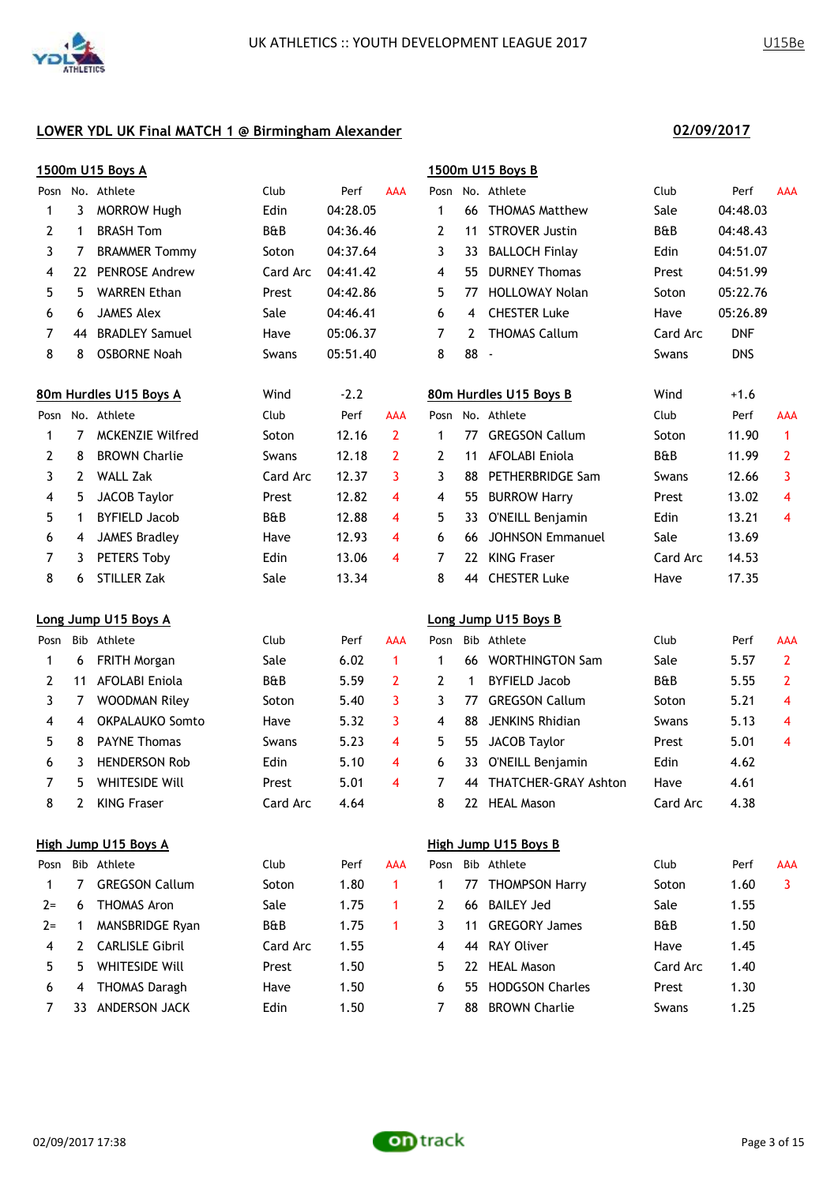## LOWER YDL UK Final MATCH 1 @ Birmingham Alexander

**02/09/2017**

### 1500m U15 Boys A

| Posn | No. | Athlete | Club | Perf | AAA |
|---|---|---|---|---|---|
| 1 | 3 | MORROW Hugh | Edin | 04:28.05 | |
| 2 | 1 | BRASH Tom | B&B | 04:36.46 | |
| 3 | 7 | BRAMMER Tommy | Soton | 04:37.64 | |
| 4 | 22 | PENROSE Andrew | Card Arc | 04:41.42 | |
| 5 | 5 | WARREN Ethan | Prest | 04:42.86 | |
| 6 | 6 | JAMES Alex | Sale | 04:46.41 | |
| 7 | 44 | BRADLEY Samuel | Have | 05:06.37 | |
| 8 | 8 | OSBORNE Noah | Swans | 05:51.40 | |

### 1500m U15 Boys B

| Posn | No. | Athlete | Club | Perf | AAA |
|---|---|---|---|---|---|
| 1 | 66 | THOMAS Matthew | Sale | 04:48.03 | |
| 2 | 11 | STROVER Justin | B&B | 04:48.43 | |
| 3 | 33 | BALLOCH Finlay | Edin | 04:51.07 | |
| 4 | 55 | DURNEY Thomas | Prest | 04:51.99 | |
| 5 | 77 | HOLLOWAY Nolan | Soton | 05:22.76 | |
| 6 | 4 | CHESTER Luke | Have | 05:26.89 | |
| 7 | 2 | THOMAS Callum | Card Arc | DNF | |
| 8 | 88 | - | Swans | DNS | |

### 80m Hurdles U15 Boys A

Wind: -2.2

| Posn | No. | Athlete | Club | Perf | AAA |
|---|---|---|---|---|---|
| 1 | 7 | MCKENZIE Wilfred | Soton | 12.16 | 2 |
| 2 | 8 | BROWN Charlie | Swans | 12.18 | 2 |
| 3 | 2 | WALL Zak | Card Arc | 12.37 | 3 |
| 4 | 5 | JACOB Taylor | Prest | 12.82 | 4 |
| 5 | 1 | BYFIELD Jacob | B&B | 12.88 | 4 |
| 6 | 4 | JAMES Bradley | Have | 12.93 | 4 |
| 7 | 3 | PETERS Toby | Edin | 13.06 | 4 |
| 8 | 6 | STILLER Zak | Sale | 13.34 | |

### 80m Hurdles U15 Boys B

Wind: +1.6

| Posn | No. | Athlete | Club | Perf | AAA |
|---|---|---|---|---|---|
| 1 | 77 | GREGSON Callum | Soton | 11.90 | 1 |
| 2 | 11 | AFOLABI Eniola | B&B | 11.99 | 2 |
| 3 | 88 | PETHERBRIDGE Sam | Swans | 12.66 | 3 |
| 4 | 55 | BURROW Harry | Prest | 13.02 | 4 |
| 5 | 33 | O'NEILL Benjamin | Edin | 13.21 | 4 |
| 6 | 66 | JOHNSON Emmanuel | Sale | 13.69 | |
| 7 | 22 | KING Fraser | Card Arc | 14.53 | |
| 8 | 44 | CHESTER Luke | Have | 17.35 | |

### Long Jump U15 Boys A

| Posn | Bib | Athlete | Club | Perf | AAA |
|---|---|---|---|---|---|
| 1 | 6 | FRITH Morgan | Sale | 6.02 | 1 |
| 2 | 11 | AFOLABI Eniola | B&B | 5.59 | 2 |
| 3 | 7 | WOODMAN Riley | Soton | 5.40 | 3 |
| 4 | 4 | OKPALAUKO Somto | Have | 5.32 | 3 |
| 5 | 8 | PAYNE Thomas | Swans | 5.23 | 4 |
| 6 | 3 | HENDERSON Rob | Edin | 5.10 | 4 |
| 7 | 5 | WHITESIDE Will | Prest | 5.01 | 4 |
| 8 | 2 | KING Fraser | Card Arc | 4.64 | |

### Long Jump U15 Boys B

| Posn | Bib | Athlete | Club | Perf | AAA |
|---|---|---|---|---|---|
| 1 | 66 | WORTHINGTON Sam | Sale | 5.57 | 2 |
| 2 | 1 | BYFIELD Jacob | B&B | 5.55 | 2 |
| 3 | 77 | GREGSON Callum | Soton | 5.21 | 4 |
| 4 | 88 | JENKINS Rhidian | Swans | 5.13 | 4 |
| 5 | 55 | JACOB Taylor | Prest | 5.01 | 4 |
| 6 | 33 | O'NEILL Benjamin | Edin | 4.62 | |
| 7 | 44 | THATCHER-GRAY Ashton | Have | 4.61 | |
| 8 | 22 | HEAL Mason | Card Arc | 4.38 | |

### High Jump U15 Boys A

| Posn | Bib | Athlete | Club | Perf | AAA |
|---|---|---|---|---|---|
| 1 | 7 | GREGSON Callum | Soton | 1.80 | 1 |
| 2= | 6 | THOMAS Aron | Sale | 1.75 | 1 |
| 2= | 1 | MANSBRIDGE Ryan | B&B | 1.75 | 1 |
| 4 | 2 | CARLISLE Gibril | Card Arc | 1.55 | |
| 5 | 5 | WHITESIDE Will | Prest | 1.50 | |
| 6 | 4 | THOMAS Daragh | Have | 1.50 | |
| 7 | 33 | ANDERSON JACK | Edin | 1.50 | |

### High Jump U15 Boys B

| Posn | Bib | Athlete | Club | Perf | AAA |
|---|---|---|---|---|---|
| 1 | 77 | THOMPSON Harry | Soton | 1.60 | 3 |
| 2 | 66 | BAILEY Jed | Sale | 1.55 | |
| 3 | 11 | GREGORY James | B&B | 1.50 | |
| 4 | 44 | RAY Oliver | Have | 1.45 | |
| 5 | 22 | HEAL Mason | Card Arc | 1.40 | |
| 6 | 55 | HODGSON Charles | Prest | 1.30 | |
| 7 | 88 | BROWN Charlie | Swans | 1.25 | |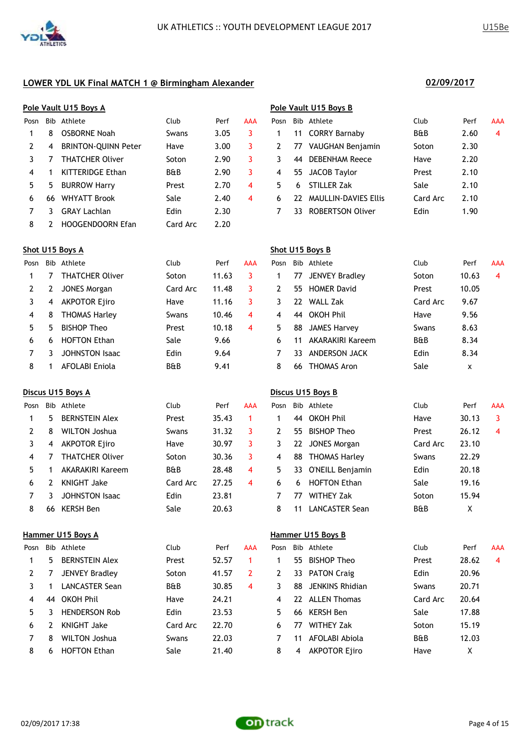UK ATHLETICS :: YOUTH DEVELOPMENT LEAGUE 2017

U15Be

## LOWER YDL UK Final MATCH 1 @ Birmingham Alexander

**02/09/2017**

### Pole Vault U15 Boys A

| Posn | Bib | Athlete | Club | Perf | AAA |
|---|---|---|---|---|---|
| 1 | 8 | OSBORNE Noah | Swans | 3.05 | 3 |
| 2 | 4 | BRINTON-QUINN Peter | Have | 3.00 | 3 |
| 3 | 7 | THATCHER Oliver | Soton | 2.90 | 3 |
| 4 | 1 | KITTERIDGE Ethan | B&B | 2.90 | 3 |
| 5 | 5 | BURROW Harry | Prest | 2.70 | 4 |
| 6 | 66 | WHYATT Brook | Sale | 2.40 | 4 |
| 7 | 3 | GRAY Lachlan | Edin | 2.30 | |
| 8 | 2 | HOOGENDOORN Efan | Card Arc | 2.20 | |

### Pole Vault U15 Boys B

| Posn | Bib | Athlete | Club | Perf | AAA |
|---|---|---|---|---|---|
| 1 | 11 | CORRY Barnaby | B&B | 2.60 | 4 |
| 2 | 77 | VAUGHAN Benjamin | Soton | 2.30 | |
| 3 | 44 | DEBENHAM Reece | Have | 2.20 | |
| 4 | 55 | JACOB Taylor | Prest | 2.10 | |
| 5 | 6 | STILLER Zak | Sale | 2.10 | |
| 6 | 22 | MAULLIN-DAVIES Ellis | Card Arc | 2.10 | |
| 7 | 33 | ROBERTSON Oliver | Edin | 1.90 | |

### Shot U15 Boys A

| Posn | Bib | Athlete | Club | Perf | AAA |
|---|---|---|---|---|---|
| 1 | 7 | THATCHER Oliver | Soton | 11.63 | 3 |
| 2 | 2 | JONES Morgan | Card Arc | 11.48 | 3 |
| 3 | 4 | AKPOTOR Ejiro | Have | 11.16 | 3 |
| 4 | 8 | THOMAS Harley | Swans | 10.46 | 4 |
| 5 | 5 | BISHOP Theo | Prest | 10.18 | 4 |
| 6 | 6 | HOFTON Ethan | Sale | 9.66 | |
| 7 | 3 | JOHNSTON Isaac | Edin | 9.64 | |
| 8 | 1 | AFOLABI Eniola | B&B | 9.41 | |

### Shot U15 Boys B

| Posn | Bib | Athlete | Club | Perf | AAA |
|---|---|---|---|---|---|
| 1 | 77 | JENVEY Bradley | Soton | 10.63 | 4 |
| 2 | 55 | HOMER David | Prest | 10.05 | |
| 3 | 22 | WALL Zak | Card Arc | 9.67 | |
| 4 | 44 | OKOH Phil | Have | 9.56 | |
| 5 | 88 | JAMES Harvey | Swans | 8.63 | |
| 6 | 11 | AKARAKIRI Kareem | B&B | 8.34 | |
| 7 | 33 | ANDERSON JACK | Edin | 8.34 | |
| 8 | 66 | THOMAS Aron | Sale | x | |

### Discus U15 Boys A

| Posn | Bib | Athlete | Club | Perf | AAA |
|---|---|---|---|---|---|
| 1 | 5 | BERNSTEIN Alex | Prest | 35.43 | 1 |
| 2 | 8 | WILTON Joshua | Swans | 31.32 | 3 |
| 3 | 4 | AKPOTOR Ejiro | Have | 30.97 | 3 |
| 4 | 7 | THATCHER Oliver | Soton | 30.36 | 3 |
| 5 | 1 | AKARAKIRI Kareem | B&B | 28.48 | 4 |
| 6 | 2 | KNIGHT Jake | Card Arc | 27.25 | 4 |
| 7 | 3 | JOHNSTON Isaac | Edin | 23.81 | |
| 8 | 66 | KERSH Ben | Sale | 20.63 | |

### Discus U15 Boys B

| Posn | Bib | Athlete | Club | Perf | AAA |
|---|---|---|---|---|---|
| 1 | 44 | OKOH Phil | Have | 30.13 | 3 |
| 2 | 55 | BISHOP Theo | Prest | 26.12 | 4 |
| 3 | 22 | JONES Morgan | Card Arc | 23.10 | |
| 4 | 88 | THOMAS Harley | Swans | 22.29 | |
| 5 | 33 | O'NEILL Benjamin | Edin | 20.18 | |
| 6 | 6 | HOFTON Ethan | Sale | 19.16 | |
| 7 | 77 | WITHEY Zak | Soton | 15.94 | |
| 8 | 11 | LANCASTER Sean | B&B | X | |

### Hammer U15 Boys A

| Posn | Bib | Athlete | Club | Perf | AAA |
|---|---|---|---|---|---|
| 1 | 5 | BERNSTEIN Alex | Prest | 52.57 | 1 |
| 2 | 7 | JENVEY Bradley | Soton | 41.57 | 2 |
| 3 | 1 | LANCASTER Sean | B&B | 30.85 | 4 |
| 4 | 44 | OKOH Phil | Have | 24.21 | |
| 5 | 3 | HENDERSON Rob | Edin | 23.53 | |
| 6 | 2 | KNIGHT Jake | Card Arc | 22.70 | |
| 7 | 8 | WILTON Joshua | Swans | 22.03 | |
| 8 | 6 | HOFTON Ethan | Sale | 21.40 | |

### Hammer U15 Boys B

| Posn | Bib | Athlete | Club | Perf | AAA |
|---|---|---|---|---|---|
| 1 | 55 | BISHOP Theo | Prest | 28.62 | 4 |
| 2 | 33 | PATON Craig | Edin | 20.96 | |
| 3 | 88 | JENKINS Rhidian | Swans | 20.71 | |
| 4 | 22 | ALLEN Thomas | Card Arc | 20.64 | |
| 5 | 66 | KERSH Ben | Sale | 17.88 | |
| 6 | 77 | WITHEY Zak | Soton | 15.19 | |
| 7 | 11 | AFOLABI Abiola | B&B | 12.03 | |
| 8 | 4 | AKPOTOR Ejiro | Have | X | |

02/09/2017 17:38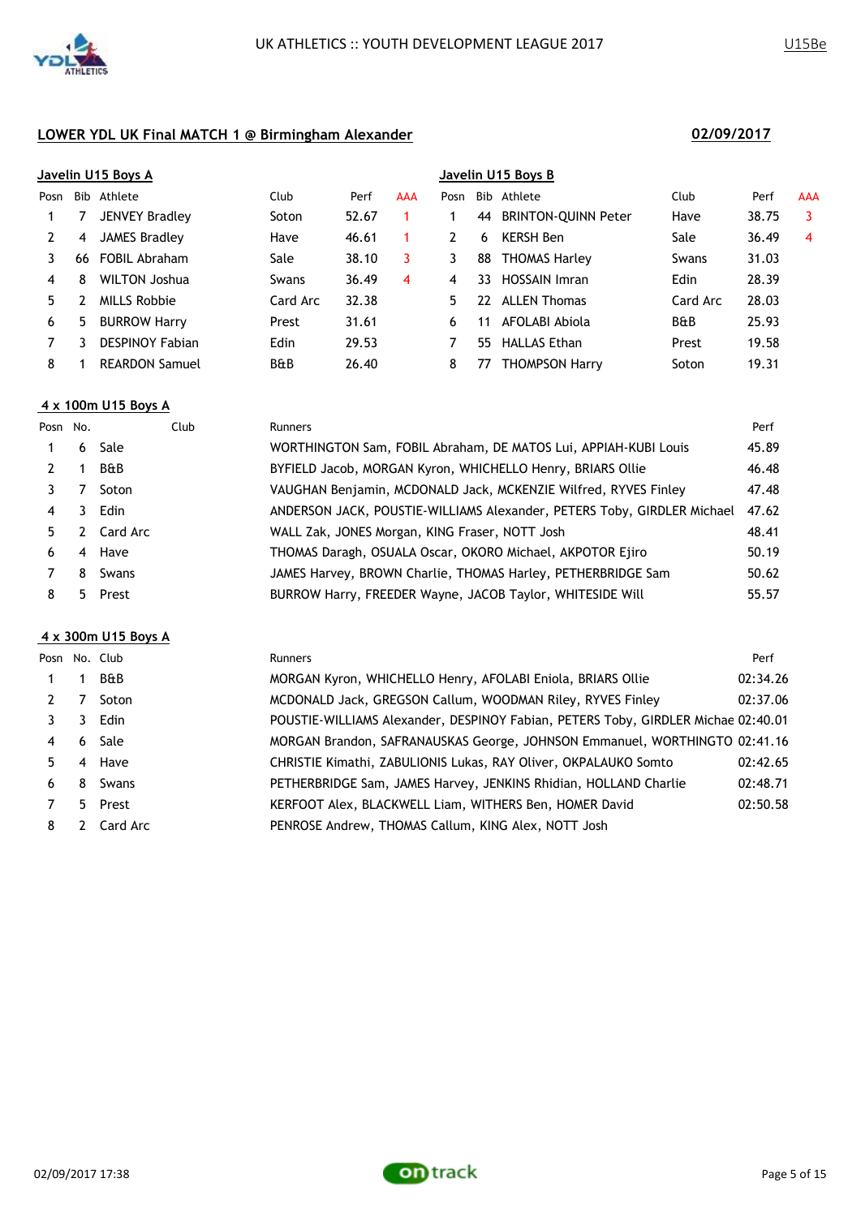## LOWER YDL UK Final MATCH 1 @ Birmingham Alexander

**02/09/2017**

### Javelin U15 Boys A

| Posn | Bib | Athlete | Club | Perf | AAA |
|---|---|---|---|---|---|
| 1 | 7 | JENVEY Bradley | Soton | 52.67 | 1 |
| 2 | 4 | JAMES Bradley | Have | 46.61 | 1 |
| 3 | 66 | FOBIL Abraham | Sale | 38.10 | 3 |
| 4 | 8 | WILTON Joshua | Swans | 36.49 | 4 |
| 5 | 2 | MILLS Robbie | Card Arc | 32.38 | |
| 6 | 5 | BURROW Harry | Prest | 31.61 | |
| 7 | 3 | DESPINOY Fabian | Edin | 29.53 | |
| 8 | 1 | REARDON Samuel | B&B | 26.40 | |

### Javelin U15 Boys B

| Posn | Bib | Athlete | Club | Perf | AAA |
|---|---|---|---|---|---|
| 1 | 44 | BRINTON-QUINN Peter | Have | 38.75 | 3 |
| 2 | 6 | KERSH Ben | Sale | 36.49 | 4 |
| 3 | 88 | THOMAS Harley | Swans | 31.03 | |
| 4 | 33 | HOSSAIN Imran | Edin | 28.39 | |
| 5 | 22 | ALLEN Thomas | Card Arc | 28.03 | |
| 6 | 11 | AFOLABI Abiola | B&B | 25.93 | |
| 7 | 55 | HALLAS Ethan | Prest | 19.58 | |
| 8 | 77 | THOMPSON Harry | Soton | 19.31 | |

### 4 x 100m U15 Boys A

| Posn | No. | Club | Runners | Perf |
|---|---|---|---|---|
| 1 | 6 | Sale | WORTHINGTON Sam, FOBIL Abraham, DE MATOS Lui, APPIAH-KUBI Louis | 45.89 |
| 2 | 1 | B&B | BYFIELD Jacob, MORGAN Kyron, WHICHELLO Henry, BRIARS Ollie | 46.48 |
| 3 | 7 | Soton | VAUGHAN Benjamin, MCDONALD Jack, MCKENZIE Wilfred, RYVES Finley | 47.48 |
| 4 | 3 | Edin | ANDERSON JACK, POUSTIE-WILLIAMS Alexander, PETERS Toby, GIRDLER Michael | 47.62 |
| 5 | 2 | Card Arc | WALL Zak, JONES Morgan, KING Fraser, NOTT Josh | 48.41 |
| 6 | 4 | Have | THOMAS Daragh, OSUALA Oscar, OKORO Michael, AKPOTOR Ejiro | 50.19 |
| 7 | 8 | Swans | JAMES Harvey, BROWN Charlie, THOMAS Harley, PETHERBRIDGE Sam | 50.62 |
| 8 | 5 | Prest | BURROW Harry, FREEDER Wayne, JACOB Taylor, WHITESIDE Will | 55.57 |

### 4 x 300m U15 Boys A

| Posn | No. | Club | Runners | Perf |
|---|---|---|---|---|
| 1 | 1 | B&B | MORGAN Kyron, WHICHELLO Henry, AFOLABI Eniola, BRIARS Ollie | 02:34.26 |
| 2 | 7 | Soton | MCDONALD Jack, GREGSON Callum, WOODMAN Riley, RYVES Finley | 02:37.06 |
| 3 | 3 | Edin | POUSTIE-WILLIAMS Alexander, DESPINOY Fabian, PETERS Toby, GIRDLER Michae | 02:40.01 |
| 4 | 6 | Sale | MORGAN Brandon, SAFRANAUSKAS George, JOHNSON Emmanuel, WORTHINGTO | 02:41.16 |
| 5 | 4 | Have | CHRISTIE Kimathi, ZABULIONIS Lukas, RAY Oliver, OKPALAUKO Somto | 02:42.65 |
| 6 | 8 | Swans | PETHERBRIDGE Sam, JAMES Harvey, JENKINS Rhidian, HOLLAND Charlie | 02:48.71 |
| 7 | 5 | Prest | KERFOOT Alex, BLACKWELL Liam, WITHERS Ben, HOMER David | 02:50.58 |
| 8 | 2 | Card Arc | PENROSE Andrew, THOMAS Callum, KING Alex, NOTT Josh | |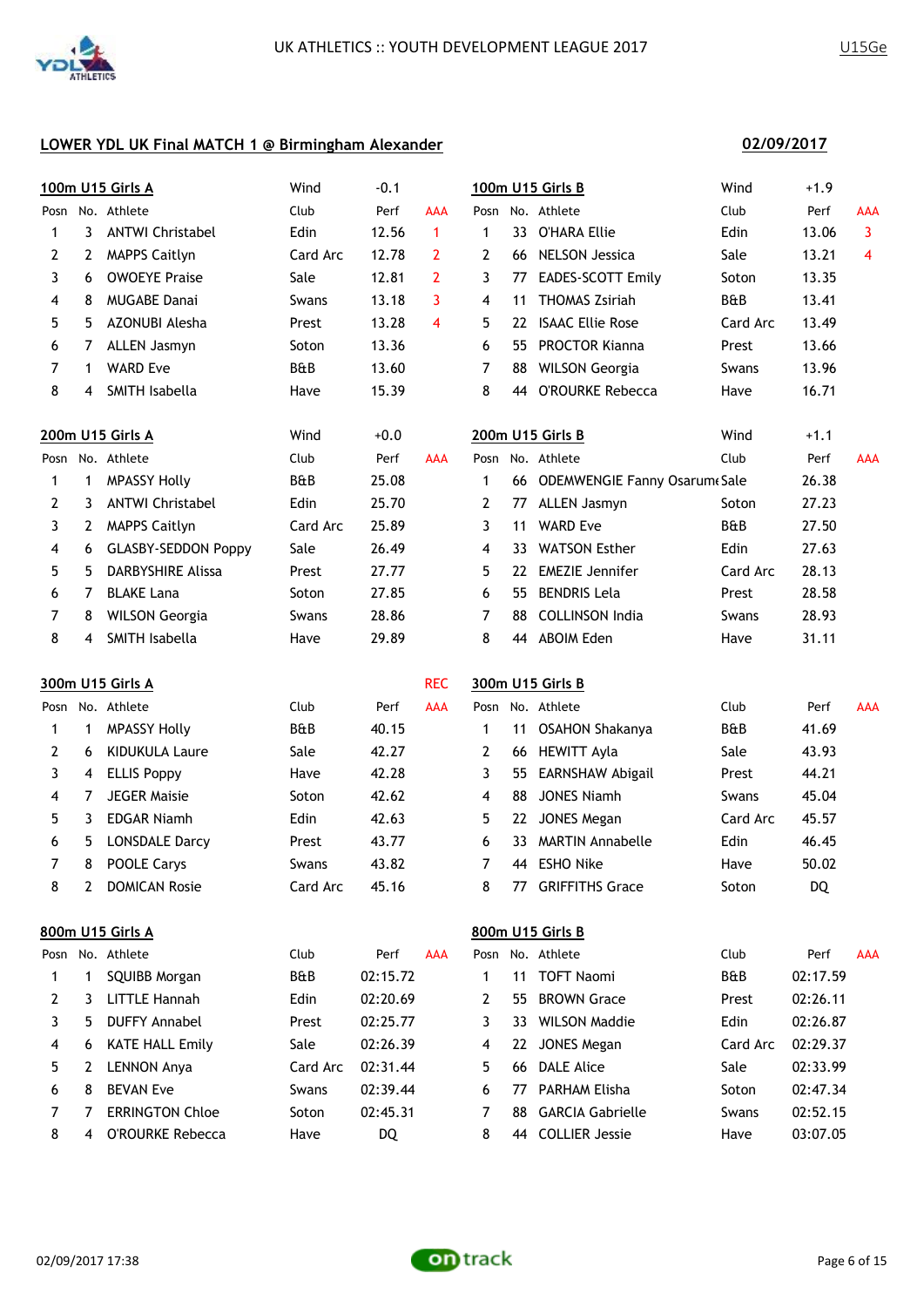## LOWER YDL UK Final MATCH 1 @ Birmingham Alexander

**02/09/2017**

### 100m U15 Girls A

Wind -0.1

| Posn | No. | Athlete | Club | Perf | AAA |
|---|---|---|---|---|---|
| 1 | 3 | ANTWI Christabel | Edin | 12.56 | 1 |
| 2 | 2 | MAPPS Caitlyn | Card Arc | 12.78 | 2 |
| 3 | 6 | OWOEYE Praise | Sale | 12.81 | 2 |
| 4 | 8 | MUGABE Danai | Swans | 13.18 | 3 |
| 5 | 5 | AZONUBI Alesha | Prest | 13.28 | 4 |
| 6 | 7 | ALLEN Jasmyn | Soton | 13.36 | |
| 7 | 1 | WARD Eve | B&B | 13.60 | |
| 8 | 4 | SMITH Isabella | Have | 15.39 | |

### 100m U15 Girls B

Wind +1.9

| Posn | No. | Athlete | Club | Perf | AAA |
|---|---|---|---|---|---|
| 1 | 33 | O'HARA Ellie | Edin | 13.06 | 3 |
| 2 | 66 | NELSON Jessica | Sale | 13.21 | 4 |
| 3 | 77 | EADES-SCOTT Emily | Soton | 13.35 | |
| 4 | 11 | THOMAS Zsiriah | B&B | 13.41 | |
| 5 | 22 | ISAAC Ellie Rose | Card Arc | 13.49 | |
| 6 | 55 | PROCTOR Kianna | Prest | 13.66 | |
| 7 | 88 | WILSON Georgia | Swans | 13.96 | |
| 8 | 44 | O'ROURKE Rebecca | Have | 16.71 | |

### 200m U15 Girls A

Wind +0.0

| Posn | No. | Athlete | Club | Perf | AAA |
|---|---|---|---|---|---|
| 1 | 1 | MPASSY Holly | B&B | 25.08 | |
| 2 | 3 | ANTWI Christabel | Edin | 25.70 | |
| 3 | 2 | MAPPS Caitlyn | Card Arc | 25.89 | |
| 4 | 6 | GLASBY-SEDDON Poppy | Sale | 26.49 | |
| 5 | 5 | DARBYSHIRE Alissa | Prest | 27.77 | |
| 6 | 7 | BLAKE Lana | Soton | 27.85 | |
| 7 | 8 | WILSON Georgia | Swans | 28.86 | |
| 8 | 4 | SMITH Isabella | Have | 29.89 | |

### 200m U15 Girls B

Wind +1.1

| Posn | No. | Athlete | Club | Perf | AAA |
|---|---|---|---|---|---|
| 1 | 66 | ODEMWENGIE Fanny Osarume | Sale | 26.38 | |
| 2 | 77 | ALLEN Jasmyn | Soton | 27.23 | |
| 3 | 11 | WARD Eve | B&B | 27.50 | |
| 4 | 33 | WATSON Esther | Edin | 27.63 | |
| 5 | 22 | EMEZIE Jennifer | Card Arc | 28.13 | |
| 6 | 55 | BENDRIS Lela | Prest | 28.58 | |
| 7 | 88 | COLLINSON India | Swans | 28.93 | |
| 8 | 44 | ABOIM Eden | Have | 31.11 | |

### 300m U15 Girls A

REC

| Posn | No. | Athlete | Club | Perf | AAA |
|---|---|---|---|---|---|
| 1 | 1 | MPASSY Holly | B&B | 40.15 | |
| 2 | 6 | KIDUKULA Laure | Sale | 42.27 | |
| 3 | 4 | ELLIS Poppy | Have | 42.28 | |
| 4 | 7 | JEGER Maisie | Soton | 42.62 | |
| 5 | 3 | EDGAR Niamh | Edin | 42.63 | |
| 6 | 5 | LONSDALE Darcy | Prest | 43.77 | |
| 7 | 8 | POOLE Carys | Swans | 43.82 | |
| 8 | 2 | DOMICAN Rosie | Card Arc | 45.16 | |

### 300m U15 Girls B

| Posn | No. | Athlete | Club | Perf | AAA |
|---|---|---|---|---|---|
| 1 | 11 | OSAHON Shakanya | B&B | 41.69 | |
| 2 | 66 | HEWITT Ayla | Sale | 43.93 | |
| 3 | 55 | EARNSHAW Abigail | Prest | 44.21 | |
| 4 | 88 | JONES Niamh | Swans | 45.04 | |
| 5 | 22 | JONES Megan | Card Arc | 45.57 | |
| 6 | 33 | MARTIN Annabelle | Edin | 46.45 | |
| 7 | 44 | ESHO Nike | Have | 50.02 | |
| 8 | 77 | GRIFFITHS Grace | Soton | DQ | |

### 800m U15 Girls A

| Posn | No. | Athlete | Club | Perf | AAA |
|---|---|---|---|---|---|
| 1 | 1 | SQUIBB Morgan | B&B | 02:15.72 | |
| 2 | 3 | LITTLE Hannah | Edin | 02:20.69 | |
| 3 | 5 | DUFFY Annabel | Prest | 02:25.77 | |
| 4 | 6 | KATE HALL Emily | Sale | 02:26.39 | |
| 5 | 2 | LENNON Anya | Card Arc | 02:31.44 | |
| 6 | 8 | BEVAN Eve | Swans | 02:39.44 | |
| 7 | 7 | ERRINGTON Chloe | Soton | 02:45.31 | |
| 8 | 4 | O'ROURKE Rebecca | Have | DQ | |

### 800m U15 Girls B

| Posn | No. | Athlete | Club | Perf | AAA |
|---|---|---|---|---|---|
| 1 | 11 | TOFT Naomi | B&B | 02:17.59 | |
| 2 | 55 | BROWN Grace | Prest | 02:26.11 | |
| 3 | 33 | WILSON Maddie | Edin | 02:26.87 | |
| 4 | 22 | JONES Megan | Card Arc | 02:29.37 | |
| 5 | 66 | DALE Alice | Sale | 02:33.99 | |
| 6 | 77 | PARHAM Elisha | Soton | 02:47.34 | |
| 7 | 88 | GARCIA Gabrielle | Swans | 02:52.15 | |
| 8 | 44 | COLLIER Jessie | Have | 03:07.05 | |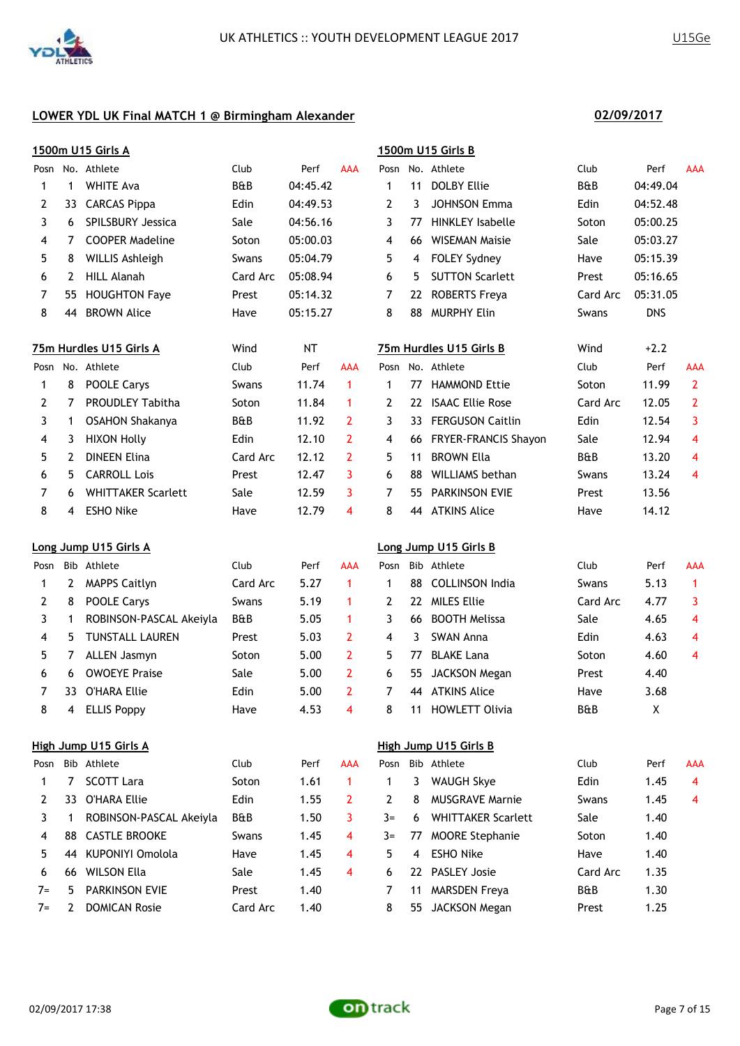UK ATHLETICS :: YOUTH DEVELOPMENT LEAGUE 2017

U15Ge

## LOWER YDL UK Final MATCH 1 @ Birmingham Alexander

02/09/2017

### 1500m U15 Girls A

| Posn | No. | Athlete | Club | Perf | AAA |
|---|---|---|---|---|---|
| 1 | 1 | WHITE Ava | B&B | 04:45.42 | |
| 2 | 33 | CARCAS Pippa | Edin | 04:49.53 | |
| 3 | 6 | SPILSBURY Jessica | Sale | 04:56.16 | |
| 4 | 7 | COOPER Madeline | Soton | 05:00.03 | |
| 5 | 8 | WILLIS Ashleigh | Swans | 05:04.79 | |
| 6 | 2 | HILL Alanah | Card Arc | 05:08.94 | |
| 7 | 55 | HOUGHTON Faye | Prest | 05:14.32 | |
| 8 | 44 | BROWN Alice | Have | 05:15.27 | |

### 1500m U15 Girls B

| Posn | No. | Athlete | Club | Perf | AAA |
|---|---|---|---|---|---|
| 1 | 11 | DOLBY Ellie | B&B | 04:49.04 | |
| 2 | 3 | JOHNSON Emma | Edin | 04:52.48 | |
| 3 | 77 | HINKLEY Isabelle | Soton | 05:00.25 | |
| 4 | 66 | WISEMAN Maisie | Sale | 05:03.27 | |
| 5 | 4 | FOLEY Sydney | Have | 05:15.39 | |
| 6 | 5 | SUTTON Scarlett | Prest | 05:16.65 | |
| 7 | 22 | ROBERTS Freya | Card Arc | 05:31.05 | |
| 8 | 88 | MURPHY Elin | Swans | DNS | |

### 75m Hurdles U15 Girls A

Wind: NT

| Posn | No. | Athlete | Club | Perf | AAA |
|---|---|---|---|---|---|
| 1 | 8 | POOLE Carys | Swans | 11.74 | 1 |
| 2 | 7 | PROUDLEY Tabitha | Soton | 11.84 | 1 |
| 3 | 1 | OSAHON Shakanya | B&B | 11.92 | 2 |
| 4 | 3 | HIXON Holly | Edin | 12.10 | 2 |
| 5 | 2 | DINEEN Elina | Card Arc | 12.12 | 2 |
| 6 | 5 | CARROLL Lois | Prest | 12.47 | 3 |
| 7 | 6 | WHITTAKER Scarlett | Sale | 12.59 | 3 |
| 8 | 4 | ESHO Nike | Have | 12.79 | 4 |

### 75m Hurdles U15 Girls B

Wind: +2.2

| Posn | No. | Athlete | Club | Perf | AAA |
|---|---|---|---|---|---|
| 1 | 77 | HAMMOND Ettie | Soton | 11.99 | 2 |
| 2 | 22 | ISAAC Ellie Rose | Card Arc | 12.05 | 2 |
| 3 | 33 | FERGUSON Caitlin | Edin | 12.54 | 3 |
| 4 | 66 | FRYER-FRANCIS Shayon | Sale | 12.94 | 4 |
| 5 | 11 | BROWN Ella | B&B | 13.20 | 4 |
| 6 | 88 | WILLIAMS bethan | Swans | 13.24 | 4 |
| 7 | 55 | PARKINSON EVIE | Prest | 13.56 | |
| 8 | 44 | ATKINS Alice | Have | 14.12 | |

### Long Jump U15 Girls A

| Posn | Bib | Athlete | Club | Perf | AAA |
|---|---|---|---|---|---|
| 1 | 2 | MAPPS Caitlyn | Card Arc | 5.27 | 1 |
| 2 | 8 | POOLE Carys | Swans | 5.19 | 1 |
| 3 | 1 | ROBINSON-PASCAL Akeiyla | B&B | 5.05 | 1 |
| 4 | 5 | TUNSTALL LAUREN | Prest | 5.03 | 2 |
| 5 | 7 | ALLEN Jasmyn | Soton | 5.00 | 2 |
| 6 | 6 | OWOEYE Praise | Sale | 5.00 | 2 |
| 7 | 33 | O'HARA Ellie | Edin | 5.00 | 2 |
| 8 | 4 | ELLIS Poppy | Have | 4.53 | 4 |

### Long Jump U15 Girls B

| Posn | Bib | Athlete | Club | Perf | AAA |
|---|---|---|---|---|---|
| 1 | 88 | COLLINSON India | Swans | 5.13 | 1 |
| 2 | 22 | MILES Ellie | Card Arc | 4.77 | 3 |
| 3 | 66 | BOOTH Melissa | Sale | 4.65 | 4 |
| 4 | 3 | SWAN Anna | Edin | 4.63 | 4 |
| 5 | 77 | BLAKE Lana | Soton | 4.60 | 4 |
| 6 | 55 | JACKSON Megan | Prest | 4.40 | |
| 7 | 44 | ATKINS Alice | Have | 3.68 | |
| 8 | 11 | HOWLETT Olivia | B&B | X | |

### High Jump U15 Girls A

| Posn | Bib | Athlete | Club | Perf | AAA |
|---|---|---|---|---|---|
| 1 | 7 | SCOTT Lara | Soton | 1.61 | 1 |
| 2 | 33 | O'HARA Ellie | Edin | 1.55 | 2 |
| 3 | 1 | ROBINSON-PASCAL Akeiyla | B&B | 1.50 | 3 |
| 4 | 88 | CASTLE BROOKE | Swans | 1.45 | 4 |
| 5 | 44 | KUPONIYI Omolola | Have | 1.45 | 4 |
| 6 | 66 | WILSON Ella | Sale | 1.45 | 4 |
| 7= | 5 | PARKINSON EVIE | Prest | 1.40 | |
| 7= | 2 | DOMICAN Rosie | Card Arc | 1.40 | |

### High Jump U15 Girls B

| Posn | Bib | Athlete | Club | Perf | AAA |
|---|---|---|---|---|---|
| 1 | 3 | WAUGH Skye | Edin | 1.45 | 4 |
| 2 | 8 | MUSGRAVE Marnie | Swans | 1.45 | 4 |
| 3= | 6 | WHITTAKER Scarlett | Sale | 1.40 | |
| 3= | 77 | MOORE Stephanie | Soton | 1.40 | |
| 5 | 4 | ESHO Nike | Have | 1.40 | |
| 6 | 22 | PASLEY Josie | Card Arc | 1.35 | |
| 7 | 11 | MARSDEN Freya | B&B | 1.30 | |
| 8 | 55 | JACKSON Megan | Prest | 1.25 | |

02/09/2017 17:38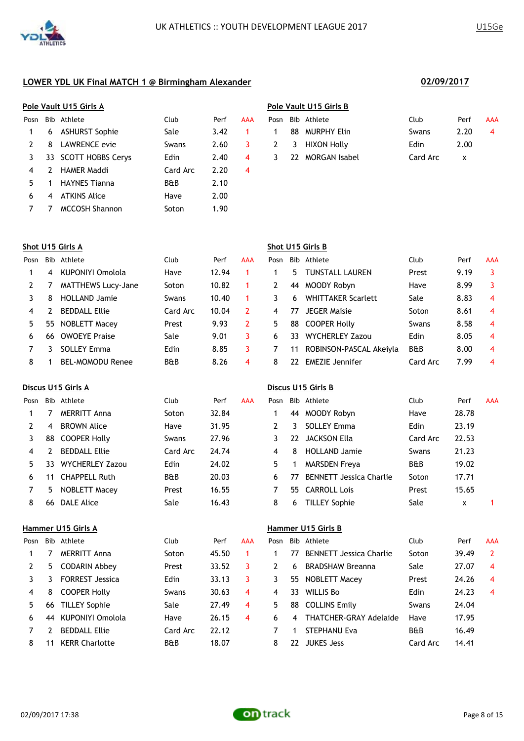## LOWER YDL UK Final MATCH 1 @ Birmingham Alexander

**02/09/2017**

### Pole Vault U15 Girls A

| Posn | Bib | Athlete | Club | Perf | AAA |
|---|---|---|---|---|---|
| 1 | 6 | ASHURST Sophie | Sale | 3.42 | 1 |
| 2 | 8 | LAWRENCE evie | Swans | 2.60 | 3 |
| 3 | 33 | SCOTT HOBBS Cerys | Edin | 2.40 | 4 |
| 4 | 2 | HAMER Maddi | Card Arc | 2.20 | 4 |
| 5 | 1 | HAYNES Tianna | B&B | 2.10 | |
| 6 | 4 | ATKINS Alice | Have | 2.00 | |
| 7 | 7 | MCCOSH Shannon | Soton | 1.90 | |

### Pole Vault U15 Girls B

| Posn | Bib | Athlete | Club | Perf | AAA |
|---|---|---|---|---|---|
| 1 | 88 | MURPHY Elin | Swans | 2.20 | 4 |
| 2 | 3 | HIXON Holly | Edin | 2.00 | |
| 3 | 22 | MORGAN Isabel | Card Arc | x | |

### Shot U15 Girls A

| Posn | Bib | Athlete | Club | Perf | AAA |
|---|---|---|---|---|---|
| 1 | 4 | KUPONIYI Omolola | Have | 12.94 | 1 |
| 2 | 7 | MATTHEWS Lucy-Jane | Soton | 10.82 | 1 |
| 3 | 8 | HOLLAND Jamie | Swans | 10.40 | 1 |
| 4 | 2 | BEDDALL Ellie | Card Arc | 10.04 | 2 |
| 5 | 55 | NOBLETT Macey | Prest | 9.93 | 2 |
| 6 | 66 | OWOEYE Praise | Sale | 9.01 | 3 |
| 7 | 3 | SOLLEY Emma | Edin | 8.85 | 3 |
| 8 | 1 | BEL-MOMODU Renee | B&B | 8.26 | 4 |

### Shot U15 Girls B

| Posn | Bib | Athlete | Club | Perf | AAA |
|---|---|---|---|---|---|
| 1 | 5 | TUNSTALL LAUREN | Prest | 9.19 | 3 |
| 2 | 44 | MOODY Robyn | Have | 8.99 | 3 |
| 3 | 6 | WHITTAKER Scarlett | Sale | 8.83 | 4 |
| 4 | 77 | JEGER Maisie | Soton | 8.61 | 4 |
| 5 | 88 | COOPER Holly | Swans | 8.58 | 4 |
| 6 | 33 | WYCHERLEY Zazou | Edin | 8.05 | 4 |
| 7 | 11 | ROBINSON-PASCAL Akeiyla | B&B | 8.00 | 4 |
| 8 | 22 | EMEZIE Jennifer | Card Arc | 7.99 | 4 |

### Discus U15 Girls A

| Posn | Bib | Athlete | Club | Perf | AAA |
|---|---|---|---|---|---|
| 1 | 7 | MERRITT Anna | Soton | 32.84 | |
| 2 | 4 | BROWN Alice | Have | 31.95 | |
| 3 | 88 | COOPER Holly | Swans | 27.96 | |
| 4 | 2 | BEDDALL Ellie | Card Arc | 24.74 | |
| 5 | 33 | WYCHERLEY Zazou | Edin | 24.02 | |
| 6 | 11 | CHAPPELL Ruth | B&B | 20.03 | |
| 7 | 5 | NOBLETT Macey | Prest | 16.55 | |
| 8 | 66 | DALE Alice | Sale | 16.43 | |

### Discus U15 Girls B

| Posn | Bib | Athlete | Club | Perf | AAA |
|---|---|---|---|---|---|
| 1 | 44 | MOODY Robyn | Have | 28.78 | |
| 2 | 3 | SOLLEY Emma | Edin | 23.19 | |
| 3 | 22 | JACKSON Ella | Card Arc | 22.53 | |
| 4 | 8 | HOLLAND Jamie | Swans | 21.23 | |
| 5 | 1 | MARSDEN Freya | B&B | 19.02 | |
| 6 | 77 | BENNETT Jessica Charlie | Soton | 17.71 | |
| 7 | 55 | CARROLL Lois | Prest | 15.65 | |
| 8 | 6 | TILLEY Sophie | Sale | x | 1 |

### Hammer U15 Girls A

| Posn | Bib | Athlete | Club | Perf | AAA |
|---|---|---|---|---|---|
| 1 | 7 | MERRITT Anna | Soton | 45.50 | 1 |
| 2 | 5 | CODARIN Abbey | Prest | 33.52 | 3 |
| 3 | 3 | FORREST Jessica | Edin | 33.13 | 3 |
| 4 | 8 | COOPER Holly | Swans | 30.63 | 4 |
| 5 | 66 | TILLEY Sophie | Sale | 27.49 | 4 |
| 6 | 44 | KUPONIYI Omolola | Have | 26.15 | 4 |
| 7 | 2 | BEDDALL Ellie | Card Arc | 22.12 | |
| 8 | 11 | KERR Charlotte | B&B | 18.07 | |

### Hammer U15 Girls B

| Posn | Bib | Athlete | Club | Perf | AAA |
|---|---|---|---|---|---|
| 1 | 77 | BENNETT Jessica Charlie | Soton | 39.49 | 2 |
| 2 | 6 | BRADSHAW Breanna | Sale | 27.07 | 4 |
| 3 | 55 | NOBLETT Macey | Prest | 24.26 | 4 |
| 4 | 33 | WILLIS Bo | Edin | 24.23 | 4 |
| 5 | 88 | COLLINS Emily | Swans | 24.04 | |
| 6 | 4 | THATCHER-GRAY Adelaide | Have | 17.95 | |
| 7 | 1 | STEPHANU Eva | B&B | 16.49 | |
| 8 | 22 | JUKES Jess | Card Arc | 14.41 | |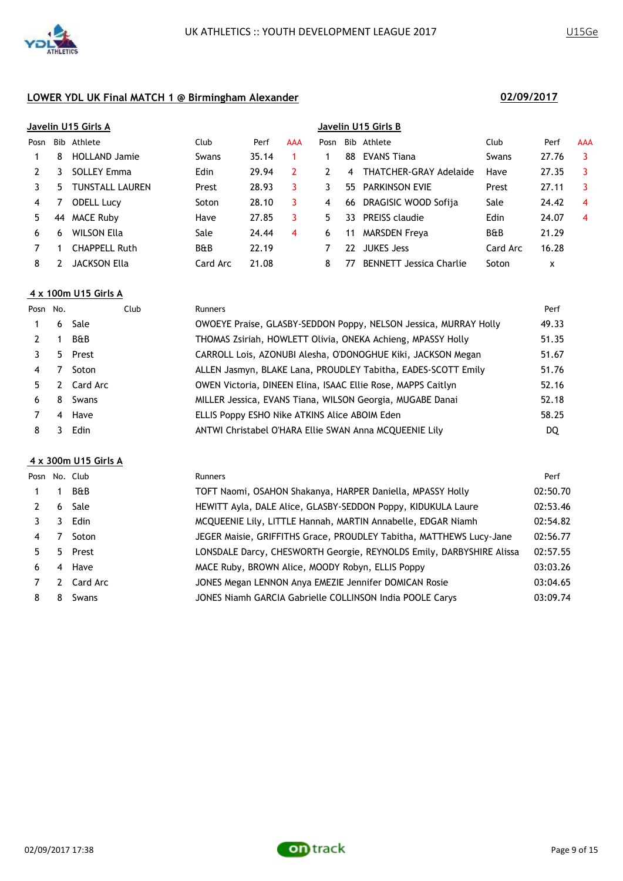## LOWER YDL UK Final MATCH 1 @ Birmingham Alexander

**02/09/2017**

### Javelin U15 Girls A

| Posn | Bib | Athlete | Club | Perf | AAA |
|---|---|---|---|---|---|
| 1 | 8 | HOLLAND Jamie | Swans | 35.14 | 1 |
| 2 | 3 | SOLLEY Emma | Edin | 29.94 | 2 |
| 3 | 5 | TUNSTALL LAUREN | Prest | 28.93 | 3 |
| 4 | 7 | ODELL Lucy | Soton | 28.10 | 3 |
| 5 | 44 | MACE Ruby | Have | 27.85 | 3 |
| 6 | 6 | WILSON Ella | Sale | 24.44 | 4 |
| 7 | 1 | CHAPPELL Ruth | B&B | 22.19 | |
| 8 | 2 | JACKSON Ella | Card Arc | 21.08 | |

### Javelin U15 Girls B

| Posn | Bib | Athlete | Club | Perf | AAA |
|---|---|---|---|---|---|
| 1 | 88 | EVANS Tiana | Swans | 27.76 | 3 |
| 2 | 4 | THATCHER-GRAY Adelaide | Have | 27.35 | 3 |
| 3 | 55 | PARKINSON EVIE | Prest | 27.11 | 3 |
| 4 | 66 | DRAGISIC WOOD Sofija | Sale | 24.42 | 4 |
| 5 | 33 | PREISS claudie | Edin | 24.07 | 4 |
| 6 | 11 | MARSDEN Freya | B&B | 21.29 | |
| 7 | 22 | JUKES Jess | Card Arc | 16.28 | |
| 8 | 77 | BENNETT Jessica Charlie | Soton | x | |

### 4 x 100m U15 Girls A

| Posn | No. | Club | Runners | Perf |
|---|---|---|---|---|
| 1 | 6 | Sale | OWOEYE Praise, GLASBY-SEDDON Poppy, NELSON Jessica, MURRAY Holly | 49.33 |
| 2 | 1 | B&B | THOMAS Zsiriah, HOWLETT Olivia, ONEKA Achieng, MPASSY Holly | 51.35 |
| 3 | 5 | Prest | CARROLL Lois, AZONUBI Alesha, O'DONOGHUE Kiki, JACKSON Megan | 51.67 |
| 4 | 7 | Soton | ALLEN Jasmyn, BLAKE Lana, PROUDLEY Tabitha, EADES-SCOTT Emily | 51.76 |
| 5 | 2 | Card Arc | OWEN Victoria, DINEEN Elina, ISAAC Ellie Rose, MAPPS Caitlyn | 52.16 |
| 6 | 8 | Swans | MILLER Jessica, EVANS Tiana, WILSON Georgia, MUGABE Danai | 52.18 |
| 7 | 4 | Have | ELLIS Poppy ESHO Nike ATKINS Alice ABOIM Eden | 58.25 |
| 8 | 3 | Edin | ANTWI Christabel O'HARA Ellie SWAN Anna MCQUEENIE Lily | DQ |

### 4 x 300m U15 Girls A

| Posn | No. | Club | Runners | Perf |
|---|---|---|---|---|
| 1 | 1 | B&B | TOFT Naomi, OSAHON Shakanya, HARPER Daniella, MPASSY Holly | 02:50.70 |
| 2 | 6 | Sale | HEWITT Ayla, DALE Alice, GLASBY-SEDDON Poppy, KIDUKULA Laure | 02:53.46 |
| 3 | 3 | Edin | MCQUEENIE Lily, LITTLE Hannah, MARTIN Annabelle, EDGAR Niamh | 02:54.82 |
| 4 | 7 | Soton | JEGER Maisie, GRIFFITHS Grace, PROUDLEY Tabitha, MATTHEWS Lucy-Jane | 02:56.77 |
| 5 | 5 | Prest | LONSDALE Darcy, CHESWORTH Georgie, REYNOLDS Emily, DARBYSHIRE Alissa | 02:57.55 |
| 6 | 4 | Have | MACE Ruby, BROWN Alice, MOODY Robyn, ELLIS Poppy | 03:03.26 |
| 7 | 2 | Card Arc | JONES Megan LENNON Anya EMEZIE Jennifer DOMICAN Rosie | 03:04.65 |
| 8 | 8 | Swans | JONES Niamh GARCIA Gabrielle COLLINSON India POOLE Carys | 03:09.74 |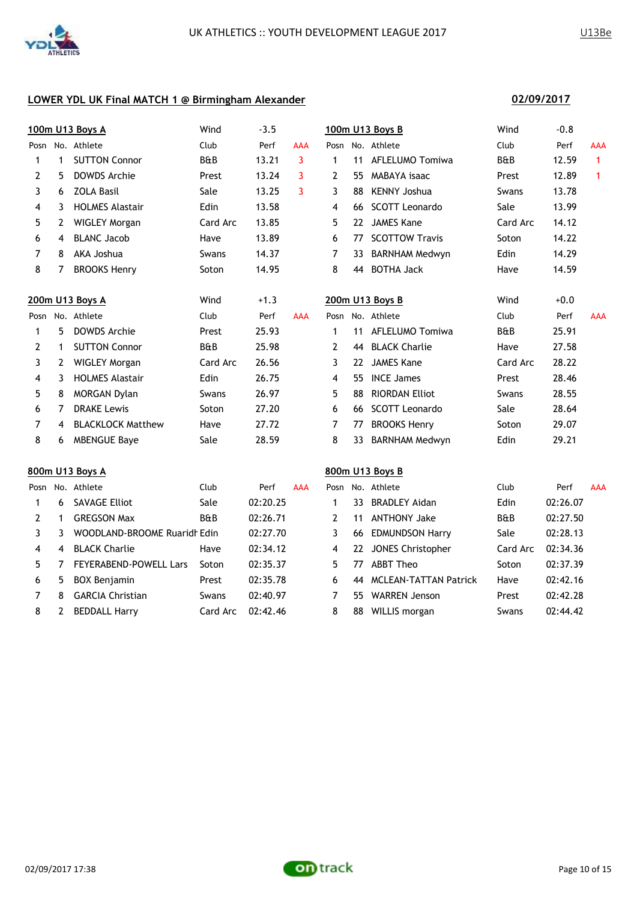## LOWER YDL UK Final MATCH 1 @ Birmingham Alexander

**02/09/2017**

### 100m U13 Boys A

Wind: -3.5

| Posn | No. | Athlete | Club | Perf | AAA |
|---|---|---|---|---|---|
| 1 | 1 | SUTTON Connor | B&B | 13.21 | 3 |
| 2 | 5 | DOWDS Archie | Prest | 13.24 | 3 |
| 3 | 6 | ZOLA Basil | Sale | 13.25 | 3 |
| 4 | 3 | HOLMES Alastair | Edin | 13.58 | |
| 5 | 2 | WIGLEY Morgan | Card Arc | 13.85 | |
| 6 | 4 | BLANC Jacob | Have | 13.89 | |
| 7 | 8 | AKA Joshua | Swans | 14.37 | |
| 8 | 7 | BROOKS Henry | Soton | 14.95 | |

### 100m U13 Boys B

Wind: -0.8

| Posn | No. | Athlete | Club | Perf | AAA |
|---|---|---|---|---|---|
| 1 | 11 | AFLELUMO Tomiwa | B&B | 12.59 | 1 |
| 2 | 55 | MABAYA isaac | Prest | 12.89 | 1 |
| 3 | 88 | KENNY Joshua | Swans | 13.78 | |
| 4 | 66 | SCOTT Leonardo | Sale | 13.99 | |
| 5 | 22 | JAMES Kane | Card Arc | 14.12 | |
| 6 | 77 | SCOTTOW Travis | Soton | 14.22 | |
| 7 | 33 | BARNHAM Medwyn | Edin | 14.29 | |
| 8 | 44 | BOTHA Jack | Have | 14.59 | |

### 200m U13 Boys A

Wind: +1.3

| Posn | No. | Athlete | Club | Perf | AAA |
|---|---|---|---|---|---|
| 1 | 5 | DOWDS Archie | Prest | 25.93 | |
| 2 | 1 | SUTTON Connor | B&B | 25.98 | |
| 3 | 2 | WIGLEY Morgan | Card Arc | 26.56 | |
| 4 | 3 | HOLMES Alastair | Edin | 26.75 | |
| 5 | 8 | MORGAN Dylan | Swans | 26.97 | |
| 6 | 7 | DRAKE Lewis | Soton | 27.20 | |
| 7 | 4 | BLACKLOCK Matthew | Have | 27.72 | |
| 8 | 6 | MBENGUE Baye | Sale | 28.59 | |

### 200m U13 Boys B

Wind: +0.0

| Posn | No. | Athlete | Club | Perf | AAA |
|---|---|---|---|---|---|
| 1 | 11 | AFLELUMO Tomiwa | B&B | 25.91 | |
| 2 | 44 | BLACK Charlie | Have | 27.58 | |
| 3 | 22 | JAMES Kane | Card Arc | 28.22 | |
| 4 | 55 | INCE James | Prest | 28.46 | |
| 5 | 88 | RIORDAN Elliot | Swans | 28.55 | |
| 6 | 66 | SCOTT Leonardo | Sale | 28.64 | |
| 7 | 77 | BROOKS Henry | Soton | 29.07 | |
| 8 | 33 | BARNHAM Medwyn | Edin | 29.21 | |

### 800m U13 Boys A

| Posn | No. | Athlete | Club | Perf | AAA |
|---|---|---|---|---|---|
| 1 | 6 | SAVAGE Elliot | Sale | 02:20.25 | |
| 2 | 1 | GREGSON Max | B&B | 02:26.71 | |
| 3 | 3 | WOODLAND-BROOME Ruaridh | Edin | 02:27.70 | |
| 4 | 4 | BLACK Charlie | Have | 02:34.12 | |
| 5 | 7 | FEYERABEND-POWELL Lars | Soton | 02:35.37 | |
| 6 | 5 | BOX Benjamin | Prest | 02:35.78 | |
| 7 | 8 | GARCIA Christian | Swans | 02:40.97 | |
| 8 | 2 | BEDDALL Harry | Card Arc | 02:42.46 | |

### 800m U13 Boys B

| Posn | No. | Athlete | Club | Perf | AAA |
|---|---|---|---|---|---|
| 1 | 33 | BRADLEY Aidan | Edin | 02:26.07 | |
| 2 | 11 | ANTHONY Jake | B&B | 02:27.50 | |
| 3 | 66 | EDMUNDSON Harry | Sale | 02:28.13 | |
| 4 | 22 | JONES Christopher | Card Arc | 02:34.36 | |
| 5 | 77 | ABBT Theo | Soton | 02:37.39 | |
| 6 | 44 | MCLEAN-TATTAN Patrick | Have | 02:42.16 | |
| 7 | 55 | WARREN Jenson | Prest | 02:42.28 | |
| 8 | 88 | WILLIS morgan | Swans | 02:44.42 | |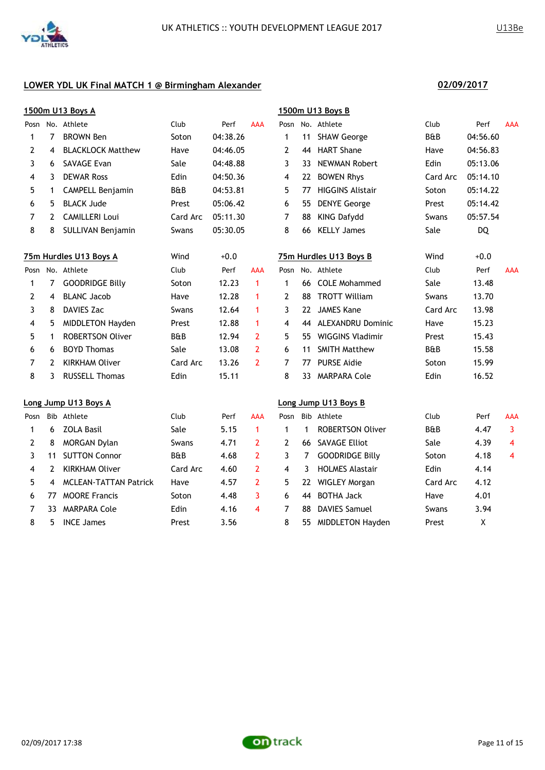## LOWER YDL UK Final MATCH 1 @ Birmingham Alexander

**02/09/2017**

### 1500m U13 Boys A

| Posn | No. | Athlete | Club | Perf | AAA |
|---|---|---|---|---|---|
| 1 | 7 | BROWN Ben | Soton | 04:38.26 | |
| 2 | 4 | BLACKLOCK Matthew | Have | 04:46.05 | |
| 3 | 6 | SAVAGE Evan | Sale | 04:48.88 | |
| 4 | 3 | DEWAR Ross | Edin | 04:50.36 | |
| 5 | 1 | CAMPELL Benjamin | B&B | 04:53.81 | |
| 6 | 5 | BLACK Jude | Prest | 05:06.42 | |
| 7 | 2 | CAMILLERI Loui | Card Arc | 05:11.30 | |
| 8 | 8 | SULLIVAN Benjamin | Swans | 05:30.05 | |

### 1500m U13 Boys B

| Posn | No. | Athlete | Club | Perf | AAA |
|---|---|---|---|---|---|
| 1 | 11 | SHAW George | B&B | 04:56.60 | |
| 2 | 44 | HART Shane | Have | 04:56.83 | |
| 3 | 33 | NEWMAN Robert | Edin | 05:13.06 | |
| 4 | 22 | BOWEN Rhys | Card Arc | 05:14.10 | |
| 5 | 77 | HIGGINS Alistair | Soton | 05:14.22 | |
| 6 | 55 | DENYE George | Prest | 05:14.42 | |
| 7 | 88 | KING Dafydd | Swans | 05:57.54 | |
| 8 | 66 | KELLY James | Sale | DQ | |

### 75m Hurdles U13 Boys A

Wind +0.0

| Posn | No. | Athlete | Club | Perf | AAA |
|---|---|---|---|---|---|
| 1 | 7 | GOODRIDGE Billy | Soton | 12.23 | 1 |
| 2 | 4 | BLANC Jacob | Have | 12.28 | 1 |
| 3 | 8 | DAVIES Zac | Swans | 12.64 | 1 |
| 4 | 5 | MIDDLETON Hayden | Prest | 12.88 | 1 |
| 5 | 1 | ROBERTSON Oliver | B&B | 12.94 | 2 |
| 6 | 6 | BOYD Thomas | Sale | 13.08 | 2 |
| 7 | 2 | KIRKHAM Oliver | Card Arc | 13.26 | 2 |
| 8 | 3 | RUSSELL Thomas | Edin | 15.11 | |

### 75m Hurdles U13 Boys B

Wind +0.0

| Posn | No. | Athlete | Club | Perf | AAA |
|---|---|---|---|---|---|
| 1 | 66 | COLE Mohammed | Sale | 13.48 | |
| 2 | 88 | TROTT William | Swans | 13.70 | |
| 3 | 22 | JAMES Kane | Card Arc | 13.98 | |
| 4 | 44 | ALEXANDRU Dominic | Have | 15.23 | |
| 5 | 55 | WIGGINS Vladimir | Prest | 15.43 | |
| 6 | 11 | SMITH Matthew | B&B | 15.58 | |
| 7 | 77 | PURSE Aidie | Soton | 15.99 | |
| 8 | 33 | MARPARA Cole | Edin | 16.52 | |

### Long Jump U13 Boys A

| Posn | Bib | Athlete | Club | Perf | AAA |
|---|---|---|---|---|---|
| 1 | 6 | ZOLA Basil | Sale | 5.15 | 1 |
| 2 | 8 | MORGAN Dylan | Swans | 4.71 | 2 |
| 3 | 11 | SUTTON Connor | B&B | 4.68 | 2 |
| 4 | 2 | KIRKHAM Oliver | Card Arc | 4.60 | 2 |
| 5 | 4 | MCLEAN-TATTAN Patrick | Have | 4.57 | 2 |
| 6 | 77 | MOORE Francis | Soton | 4.48 | 3 |
| 7 | 33 | MARPARA Cole | Edin | 4.16 | 4 |
| 8 | 5 | INCE James | Prest | 3.56 | |

### Long Jump U13 Boys B

| Posn | Bib | Athlete | Club | Perf | AAA |
|---|---|---|---|---|---|
| 1 | 1 | ROBERTSON Oliver | B&B | 4.47 | 3 |
| 2 | 66 | SAVAGE Elliot | Sale | 4.39 | 4 |
| 3 | 7 | GOODRIDGE Billy | Soton | 4.18 | 4 |
| 4 | 3 | HOLMES Alastair | Edin | 4.14 | |
| 5 | 22 | WIGLEY Morgan | Card Arc | 4.12 | |
| 6 | 44 | BOTHA Jack | Have | 4.01 | |
| 7 | 88 | DAVIES Samuel | Swans | 3.94 | |
| 8 | 55 | MIDDLETON Hayden | Prest | X | |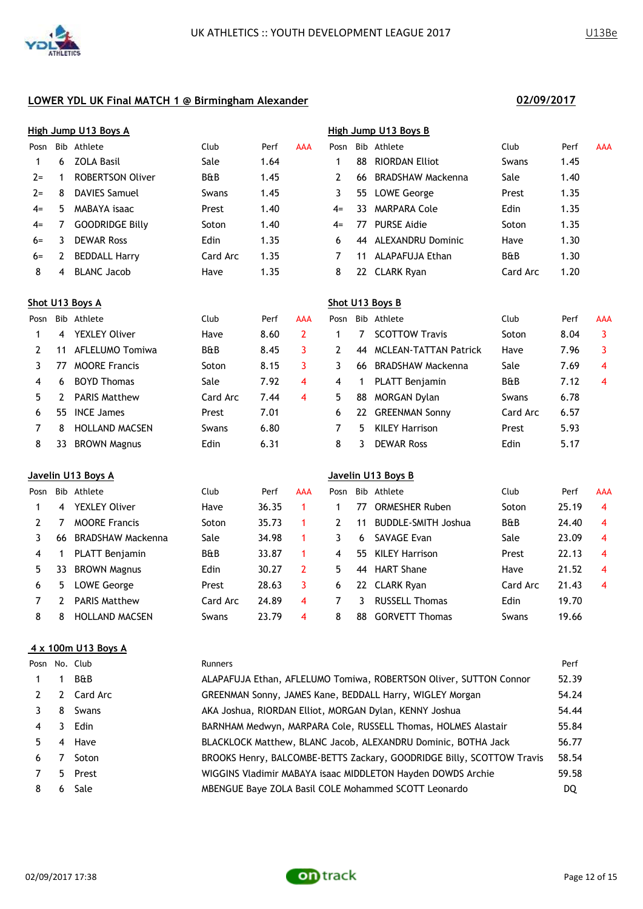UK ATHLETICS :: YOUTH DEVELOPMENT LEAGUE 2017

U13Be

## LOWER YDL UK Final MATCH 1 @ Birmingham Alexander

**02/09/2017**

### High Jump U13 Boys A

| Posn | Bib | Athlete | Club | Perf | AAA |
|---|---|---|---|---|---|
| 1 | 6 | ZOLA Basil | Sale | 1.64 | |
| 2= | 1 | ROBERTSON Oliver | B&B | 1.45 | |
| 2= | 8 | DAVIES Samuel | Swans | 1.45 | |
| 4= | 5 | MABAYA isaac | Prest | 1.40 | |
| 4= | 7 | GOODRIDGE Billy | Soton | 1.40 | |
| 6= | 3 | DEWAR Ross | Edin | 1.35 | |
| 6= | 2 | BEDDALL Harry | Card Arc | 1.35 | |
| 8 | 4 | BLANC Jacob | Have | 1.35 | |

### High Jump U13 Boys B

| Posn | Bib | Athlete | Club | Perf | AAA |
|---|---|---|---|---|---|
| 1 | 88 | RIORDAN Elliot | Swans | 1.45 | |
| 2 | 66 | BRADSHAW Mackenna | Sale | 1.40 | |
| 3 | 55 | LOWE George | Prest | 1.35 | |
| 4= | 33 | MARPARA Cole | Edin | 1.35 | |
| 4= | 77 | PURSE Aidie | Soton | 1.35 | |
| 6 | 44 | ALEXANDRU Dominic | Have | 1.30 | |
| 7 | 11 | ALAPAFUJA Ethan | B&B | 1.30 | |
| 8 | 22 | CLARK Ryan | Card Arc | 1.20 | |

### Shot U13 Boys A

| Posn | Bib | Athlete | Club | Perf | AAA |
|---|---|---|---|---|---|
| 1 | 4 | YEXLEY Oliver | Have | 8.60 | 2 |
| 2 | 11 | AFLELUMO Tomiwa | B&B | 8.45 | 3 |
| 3 | 77 | MOORE Francis | Soton | 8.15 | 3 |
| 4 | 6 | BOYD Thomas | Sale | 7.92 | 4 |
| 5 | 2 | PARIS Matthew | Card Arc | 7.44 | 4 |
| 6 | 55 | INCE James | Prest | 7.01 | |
| 7 | 8 | HOLLAND MACSEN | Swans | 6.80 | |
| 8 | 33 | BROWN Magnus | Edin | 6.31 | |

### Shot U13 Boys B

| Posn | Bib | Athlete | Club | Perf | AAA |
|---|---|---|---|---|---|
| 1 | 7 | SCOTTOW Travis | Soton | 8.04 | 3 |
| 2 | 44 | MCLEAN-TATTAN Patrick | Have | 7.96 | 3 |
| 3 | 66 | BRADSHAW Mackenna | Sale | 7.69 | 4 |
| 4 | 1 | PLATT Benjamin | B&B | 7.12 | 4 |
| 5 | 88 | MORGAN Dylan | Swans | 6.78 | |
| 6 | 22 | GREENMAN Sonny | Card Arc | 6.57 | |
| 7 | 5 | KILEY Harrison | Prest | 5.93 | |
| 8 | 3 | DEWAR Ross | Edin | 5.17 | |

### Javelin U13 Boys A

| Posn | Bib | Athlete | Club | Perf | AAA |
|---|---|---|---|---|---|
| 1 | 4 | YEXLEY Oliver | Have | 36.35 | 1 |
| 2 | 7 | MOORE Francis | Soton | 35.73 | 1 |
| 3 | 66 | BRADSHAW Mackenna | Sale | 34.98 | 1 |
| 4 | 1 | PLATT Benjamin | B&B | 33.87 | 1 |
| 5 | 33 | BROWN Magnus | Edin | 30.27 | 2 |
| 6 | 5 | LOWE George | Prest | 28.63 | 3 |
| 7 | 2 | PARIS Matthew | Card Arc | 24.89 | 4 |
| 8 | 8 | HOLLAND MACSEN | Swans | 23.79 | 4 |

### Javelin U13 Boys B

| Posn | Bib | Athlete | Club | Perf | AAA |
|---|---|---|---|---|---|
| 1 | 77 | ORMESHER Ruben | Soton | 25.19 | 4 |
| 2 | 11 | BUDDLE-SMITH Joshua | B&B | 24.40 | 4 |
| 3 | 6 | SAVAGE Evan | Sale | 23.09 | 4 |
| 4 | 55 | KILEY Harrison | Prest | 22.13 | 4 |
| 5 | 44 | HART Shane | Have | 21.52 | 4 |
| 6 | 22 | CLARK Ryan | Card Arc | 21.43 | 4 |
| 7 | 3 | RUSSELL Thomas | Edin | 19.70 | |
| 8 | 88 | GORVETT Thomas | Swans | 19.66 | |

### 4 x 100m U13 Boys A

| Posn | No. | Club | Runners | Perf |
|---|---|---|---|---|
| 1 | 1 | B&B | ALAPAFUJA Ethan, AFLELUMO Tomiwa, ROBERTSON Oliver, SUTTON Connor | 52.39 |
| 2 | 2 | Card Arc | GREENMAN Sonny, JAMES Kane, BEDDALL Harry, WIGLEY Morgan | 54.24 |
| 3 | 8 | Swans | AKA Joshua, RIORDAN Elliot, MORGAN Dylan, KENNY Joshua | 54.44 |
| 4 | 3 | Edin | BARNHAM Medwyn, MARPARA Cole, RUSSELL Thomas, HOLMES Alastair | 55.84 |
| 5 | 4 | Have | BLACKLOCK Matthew, BLANC Jacob, ALEXANDRU Dominic, BOTHA Jack | 56.77 |
| 6 | 7 | Soton | BROOKS Henry, BALCOMBE-BETTS Zackary, GOODRIDGE Billy, SCOTTOW Travis | 58.54 |
| 7 | 5 | Prest | WIGGINS Vladimir MABAYA isaac MIDDLETON Hayden DOWDS Archie | 59.58 |
| 8 | 6 | Sale | MBENGUE Baye ZOLA Basil COLE Mohammed SCOTT Leonardo | DQ |

02/09/2017 17:38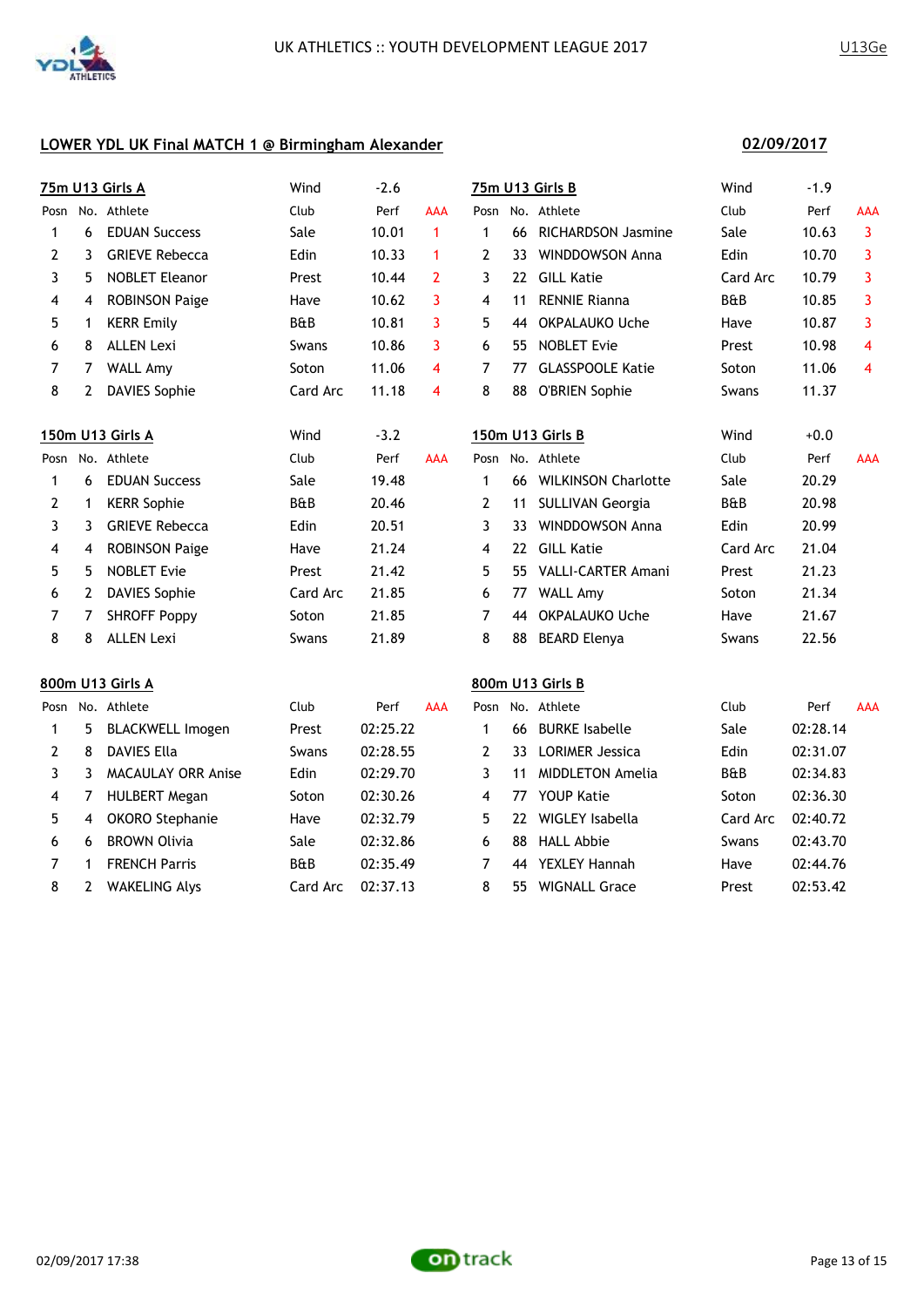## LOWER YDL UK Final MATCH 1 @ Birmingham Alexander

**02/09/2017**

### 75m U13 Girls A

Wind -2.6

| Posn | No. | Athlete | Club | Perf | AAA |
|---|---|---|---|---|---|
| 1 | 6 | EDUAN Success | Sale | 10.01 | 1 |
| 2 | 3 | GRIEVE Rebecca | Edin | 10.33 | 1 |
| 3 | 5 | NOBLET Eleanor | Prest | 10.44 | 2 |
| 4 | 4 | ROBINSON Paige | Have | 10.62 | 3 |
| 5 | 1 | KERR Emily | B&B | 10.81 | 3 |
| 6 | 8 | ALLEN Lexi | Swans | 10.86 | 3 |
| 7 | 7 | WALL Amy | Soton | 11.06 | 4 |
| 8 | 2 | DAVIES Sophie | Card Arc | 11.18 | 4 |

### 75m U13 Girls B

Wind -1.9

| Posn | No. | Athlete | Club | Perf | AAA |
|---|---|---|---|---|---|
| 1 | 66 | RICHARDSON Jasmine | Sale | 10.63 | 3 |
| 2 | 33 | WINDDOWSON Anna | Edin | 10.70 | 3 |
| 3 | 22 | GILL Katie | Card Arc | 10.79 | 3 |
| 4 | 11 | RENNIE Rianna | B&B | 10.85 | 3 |
| 5 | 44 | OKPALAUKO Uche | Have | 10.87 | 3 |
| 6 | 55 | NOBLET Evie | Prest | 10.98 | 4 |
| 7 | 77 | GLASSPOOLE Katie | Soton | 11.06 | 4 |
| 8 | 88 | O'BRIEN Sophie | Swans | 11.37 | |

### 150m U13 Girls A

Wind -3.2

| Posn | No. | Athlete | Club | Perf | AAA |
|---|---|---|---|---|---|
| 1 | 6 | EDUAN Success | Sale | 19.48 | |
| 2 | 1 | KERR Sophie | B&B | 20.46 | |
| 3 | 3 | GRIEVE Rebecca | Edin | 20.51 | |
| 4 | 4 | ROBINSON Paige | Have | 21.24 | |
| 5 | 5 | NOBLET Evie | Prest | 21.42 | |
| 6 | 2 | DAVIES Sophie | Card Arc | 21.85 | |
| 7 | 7 | SHROFF Poppy | Soton | 21.85 | |
| 8 | 8 | ALLEN Lexi | Swans | 21.89 | |

### 150m U13 Girls B

Wind +0.0

| Posn | No. | Athlete | Club | Perf | AAA |
|---|---|---|---|---|---|
| 1 | 66 | WILKINSON Charlotte | Sale | 20.29 | |
| 2 | 11 | SULLIVAN Georgia | B&B | 20.98 | |
| 3 | 33 | WINDDOWSON Anna | Edin | 20.99 | |
| 4 | 22 | GILL Katie | Card Arc | 21.04 | |
| 5 | 55 | VALLI-CARTER Amani | Prest | 21.23 | |
| 6 | 77 | WALL Amy | Soton | 21.34 | |
| 7 | 44 | OKPALAUKO Uche | Have | 21.67 | |
| 8 | 88 | BEARD Elenya | Swans | 22.56 | |

### 800m U13 Girls A

| Posn | No. | Athlete | Club | Perf | AAA |
|---|---|---|---|---|---|
| 1 | 5 | BLACKWELL Imogen | Prest | 02:25.22 | |
| 2 | 8 | DAVIES Ella | Swans | 02:28.55 | |
| 3 | 3 | MACAULAY ORR Anise | Edin | 02:29.70 | |
| 4 | 7 | HULBERT Megan | Soton | 02:30.26 | |
| 5 | 4 | OKORO Stephanie | Have | 02:32.79 | |
| 6 | 6 | BROWN Olivia | Sale | 02:32.86 | |
| 7 | 1 | FRENCH Parris | B&B | 02:35.49 | |
| 8 | 2 | WAKELING Alys | Card Arc | 02:37.13 | |

### 800m U13 Girls B

| Posn | No. | Athlete | Club | Perf | AAA |
|---|---|---|---|---|---|
| 1 | 66 | BURKE Isabelle | Sale | 02:28.14 | |
| 2 | 33 | LORIMER Jessica | Edin | 02:31.07 | |
| 3 | 11 | MIDDLETON Amelia | B&B | 02:34.83 | |
| 4 | 77 | YOUP Katie | Soton | 02:36.30 | |
| 5 | 22 | WIGLEY Isabella | Card Arc | 02:40.72 | |
| 6 | 88 | HALL Abbie | Swans | 02:43.70 | |
| 7 | 44 | YEXLEY Hannah | Have | 02:44.76 | |
| 8 | 55 | WIGNALL Grace | Prest | 02:53.42 | |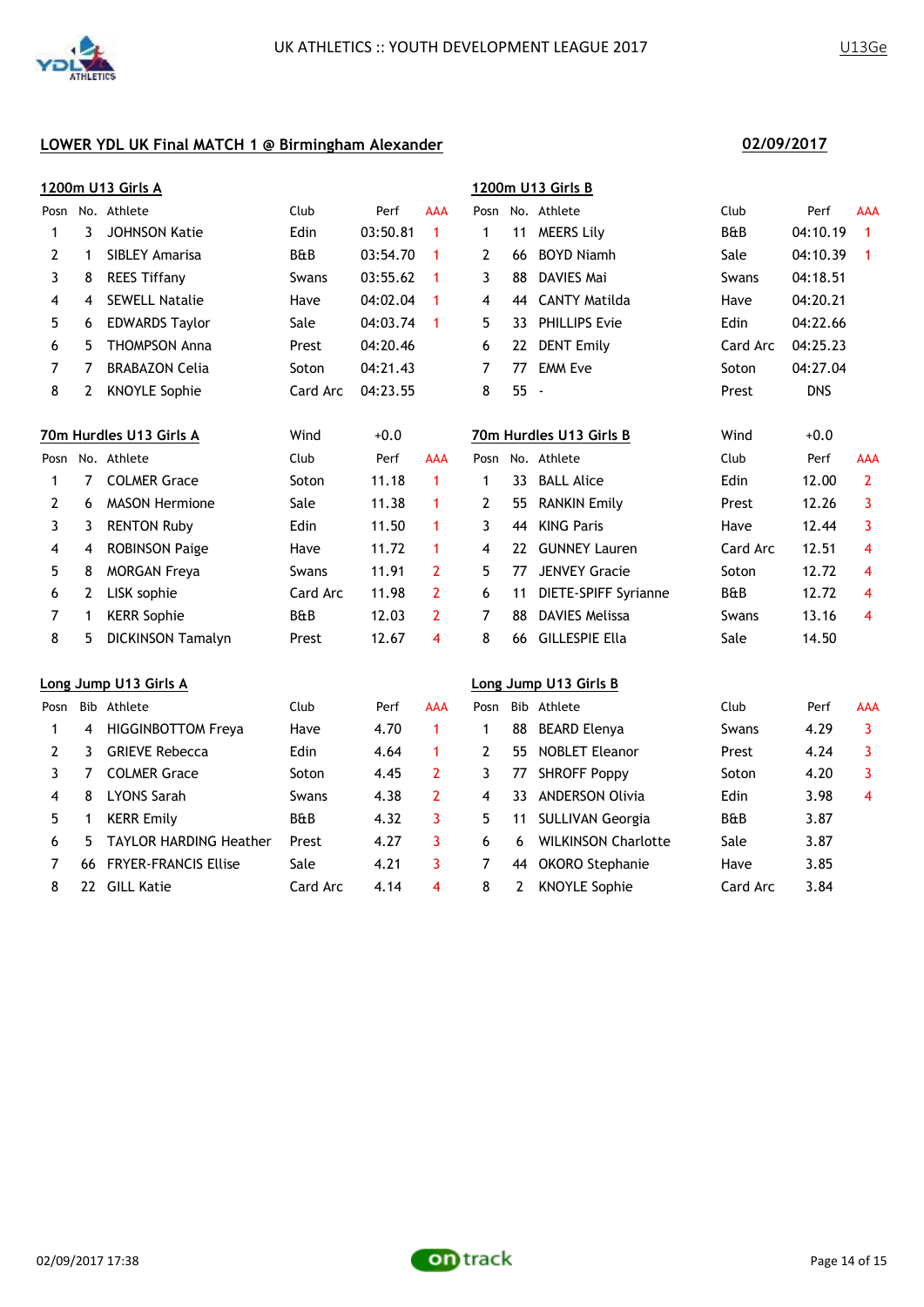UK ATHLETICS :: YOUTH DEVELOPMENT LEAGUE 2017

U13Ge

## LOWER YDL UK Final MATCH 1 @ Birmingham Alexander

**02/09/2017**

### 1200m U13 Girls A

| Posn | No. | Athlete | Club | Perf | AAA |
|---|---|---|---|---|---|
| 1 | 3 | JOHNSON Katie | Edin | 03:50.81 | 1 |
| 2 | 1 | SIBLEY Amarisa | B&B | 03:54.70 | 1 |
| 3 | 8 | REES Tiffany | Swans | 03:55.62 | 1 |
| 4 | 4 | SEWELL Natalie | Have | 04:02.04 | 1 |
| 5 | 6 | EDWARDS Taylor | Sale | 04:03.74 | 1 |
| 6 | 5 | THOMPSON Anna | Prest | 04:20.46 | |
| 7 | 7 | BRABAZON Celia | Soton | 04:21.43 | |
| 8 | 2 | KNOYLE Sophie | Card Arc | 04:23.55 | |

### 1200m U13 Girls B

| Posn | No. | Athlete | Club | Perf | AAA |
|---|---|---|---|---|---|
| 1 | 11 | MEERS Lily | B&B | 04:10.19 | 1 |
| 2 | 66 | BOYD Niamh | Sale | 04:10.39 | 1 |
| 3 | 88 | DAVIES Mai | Swans | 04:18.51 | |
| 4 | 44 | CANTY Matilda | Have | 04:20.21 | |
| 5 | 33 | PHILLIPS Evie | Edin | 04:22.66 | |
| 6 | 22 | DENT Emily | Card Arc | 04:25.23 | |
| 7 | 77 | EMM Eve | Soton | 04:27.04 | |
| 8 | 55 | - | Prest | DNS | |

### 70m Hurdles U13 Girls A

Wind +0.0

| Posn | No. | Athlete | Club | Perf | AAA |
|---|---|---|---|---|---|
| 1 | 7 | COLMER Grace | Soton | 11.18 | 1 |
| 2 | 6 | MASON Hermione | Sale | 11.38 | 1 |
| 3 | 3 | RENTON Ruby | Edin | 11.50 | 1 |
| 4 | 4 | ROBINSON Paige | Have | 11.72 | 1 |
| 5 | 8 | MORGAN Freya | Swans | 11.91 | 2 |
| 6 | 2 | LISK sophie | Card Arc | 11.98 | 2 |
| 7 | 1 | KERR Sophie | B&B | 12.03 | 2 |
| 8 | 5 | DICKINSON Tamalyn | Prest | 12.67 | 4 |

### 70m Hurdles U13 Girls B

Wind +0.0

| Posn | No. | Athlete | Club | Perf | AAA |
|---|---|---|---|---|---|
| 1 | 33 | BALL Alice | Edin | 12.00 | 2 |
| 2 | 55 | RANKIN Emily | Prest | 12.26 | 3 |
| 3 | 44 | KING Paris | Have | 12.44 | 3 |
| 4 | 22 | GUNNEY Lauren | Card Arc | 12.51 | 4 |
| 5 | 77 | JENVEY Gracie | Soton | 12.72 | 4 |
| 6 | 11 | DIETE-SPIFF Syrianne | B&B | 12.72 | 4 |
| 7 | 88 | DAVIES Melissa | Swans | 13.16 | 4 |
| 8 | 66 | GILLESPIE Ella | Sale | 14.50 | |

### Long Jump U13 Girls A

| Posn | Bib | Athlete | Club | Perf | AAA |
|---|---|---|---|---|---|
| 1 | 4 | HIGGINBOTTOM Freya | Have | 4.70 | 1 |
| 2 | 3 | GRIEVE Rebecca | Edin | 4.64 | 1 |
| 3 | 7 | COLMER Grace | Soton | 4.45 | 2 |
| 4 | 8 | LYONS Sarah | Swans | 4.38 | 2 |
| 5 | 1 | KERR Emily | B&B | 4.32 | 3 |
| 6 | 5 | TAYLOR HARDING Heather | Prest | 4.27 | 3 |
| 7 | 66 | FRYER-FRANCIS Ellise | Sale | 4.21 | 3 |
| 8 | 22 | GILL Katie | Card Arc | 4.14 | 4 |

### Long Jump U13 Girls B

| Posn | Bib | Athlete | Club | Perf | AAA |
|---|---|---|---|---|---|
| 1 | 88 | BEARD Elenya | Swans | 4.29 | 3 |
| 2 | 55 | NOBLET Eleanor | Prest | 4.24 | 3 |
| 3 | 77 | SHROFF Poppy | Soton | 4.20 | 3 |
| 4 | 33 | ANDERSON Olivia | Edin | 3.98 | 4 |
| 5 | 11 | SULLIVAN Georgia | B&B | 3.87 | |
| 6 | 6 | WILKINSON Charlotte | Sale | 3.87 | |
| 7 | 44 | OKORO Stephanie | Have | 3.85 | |
| 8 | 2 | KNOYLE Sophie | Card Arc | 3.84 | |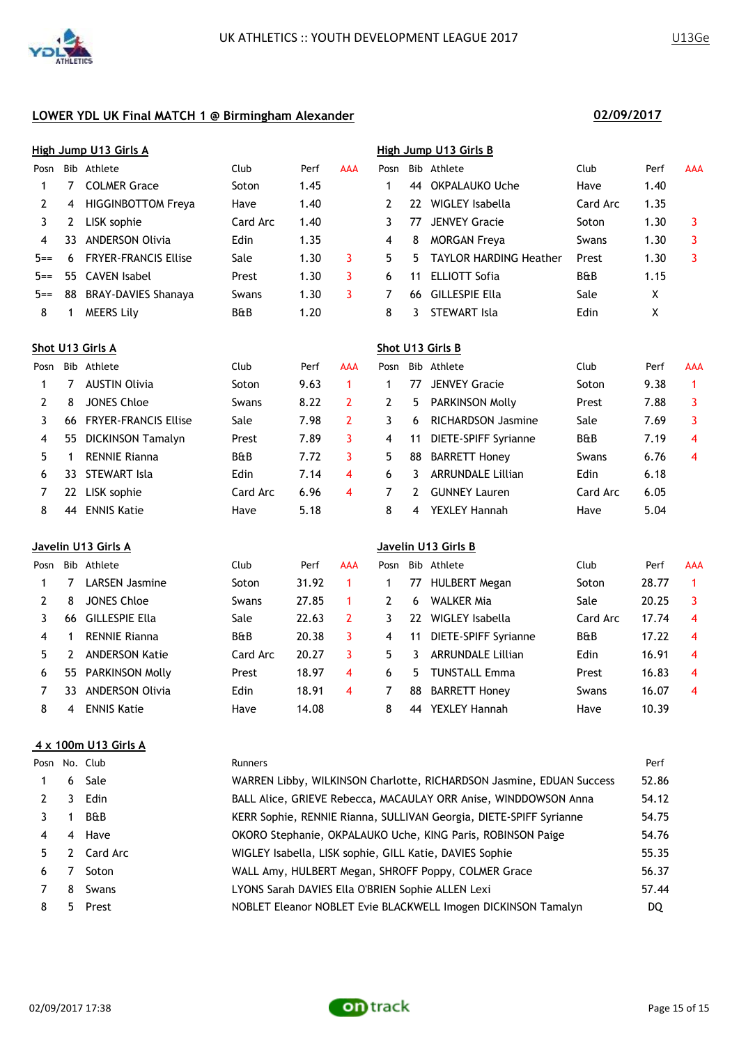UK ATHLETICS :: YOUTH DEVELOPMENT LEAGUE 2017

U13Ge

## LOWER YDL UK Final MATCH 1 @ Birmingham Alexander

**02/09/2017**

### High Jump U13 Girls A

| Posn | Bib | Athlete | Club | Perf | AAA |
|---|---|---|---|---|---|
| 1 | 7 | COLMER Grace | Soton | 1.45 | |
| 2 | 4 | HIGGINBOTTOM Freya | Have | 1.40 | |
| 3 | 2 | LISK sophie | Card Arc | 1.40 | |
| 4 | 33 | ANDERSON Olivia | Edin | 1.35 | |
| 5== | 6 | FRYER-FRANCIS Ellise | Sale | 1.30 | 3 |
| 5== | 55 | CAVEN Isabel | Prest | 1.30 | 3 |
| 5== | 88 | BRAY-DAVIES Shanaya | Swans | 1.30 | 3 |
| 8 | 1 | MEERS Lily | B&B | 1.20 | |

### High Jump U13 Girls B

| Posn | Bib | Athlete | Club | Perf | AAA |
|---|---|---|---|---|---|
| 1 | 44 | OKPALAUKO Uche | Have | 1.40 | |
| 2 | 22 | WIGLEY Isabella | Card Arc | 1.35 | |
| 3 | 77 | JENVEY Gracie | Soton | 1.30 | 3 |
| 4 | 8 | MORGAN Freya | Swans | 1.30 | 3 |
| 5 | 5 | TAYLOR HARDING Heather | Prest | 1.30 | 3 |
| 6 | 11 | ELLIOTT Sofia | B&B | 1.15 | |
| 7 | 66 | GILLESPIE Ella | Sale | X | |
| 8 | 3 | STEWART Isla | Edin | X | |

### Shot U13 Girls A

| Posn | Bib | Athlete | Club | Perf | AAA |
|---|---|---|---|---|---|
| 1 | 7 | AUSTIN Olivia | Soton | 9.63 | 1 |
| 2 | 8 | JONES Chloe | Swans | 8.22 | 2 |
| 3 | 66 | FRYER-FRANCIS Ellise | Sale | 7.98 | 2 |
| 4 | 55 | DICKINSON Tamalyn | Prest | 7.89 | 3 |
| 5 | 1 | RENNIE Rianna | B&B | 7.72 | 3 |
| 6 | 33 | STEWART Isla | Edin | 7.14 | 4 |
| 7 | 22 | LISK sophie | Card Arc | 6.96 | 4 |
| 8 | 44 | ENNIS Katie | Have | 5.18 | |

### Shot U13 Girls B

| Posn | Bib | Athlete | Club | Perf | AAA |
|---|---|---|---|---|---|
| 1 | 77 | JENVEY Gracie | Soton | 9.38 | 1 |
| 2 | 5 | PARKINSON Molly | Prest | 7.88 | 3 |
| 3 | 6 | RICHARDSON Jasmine | Sale | 7.69 | 3 |
| 4 | 11 | DIETE-SPIFF Syrianne | B&B | 7.19 | 4 |
| 5 | 88 | BARRETT Honey | Swans | 6.76 | 4 |
| 6 | 3 | ARRUNDALE Lillian | Edin | 6.18 | |
| 7 | 2 | GUNNEY Lauren | Card Arc | 6.05 | |
| 8 | 4 | YEXLEY Hannah | Have | 5.04 | |

### Javelin U13 Girls A

| Posn | Bib | Athlete | Club | Perf | AAA |
|---|---|---|---|---|---|
| 1 | 7 | LARSEN Jasmine | Soton | 31.92 | 1 |
| 2 | 8 | JONES Chloe | Swans | 27.85 | 1 |
| 3 | 66 | GILLESPIE Ella | Sale | 22.63 | 2 |
| 4 | 1 | RENNIE Rianna | B&B | 20.38 | 3 |
| 5 | 2 | ANDERSON Katie | Card Arc | 20.27 | 3 |
| 6 | 55 | PARKINSON Molly | Prest | 18.97 | 4 |
| 7 | 33 | ANDERSON Olivia | Edin | 18.91 | 4 |
| 8 | 4 | ENNIS Katie | Have | 14.08 | |

### Javelin U13 Girls B

| Posn | Bib | Athlete | Club | Perf | AAA |
|---|---|---|---|---|---|
| 1 | 77 | HULBERT Megan | Soton | 28.77 | 1 |
| 2 | 6 | WALKER Mia | Sale | 20.25 | 3 |
| 3 | 22 | WIGLEY Isabella | Card Arc | 17.74 | 4 |
| 4 | 11 | DIETE-SPIFF Syrianne | B&B | 17.22 | 4 |
| 5 | 3 | ARRUNDALE Lillian | Edin | 16.91 | 4 |
| 6 | 5 | TUNSTALL Emma | Prest | 16.83 | 4 |
| 7 | 88 | BARRETT Honey | Swans | 16.07 | 4 |
| 8 | 44 | YEXLEY Hannah | Have | 10.39 | |

### 4 x 100m U13 Girls A

| Posn | No. | Club | Runners | Perf |
|---|---|---|---|---|
| 1 | 6 | Sale | WARREN Libby, WILKINSON Charlotte, RICHARDSON Jasmine, EDUAN Success | 52.86 |
| 2 | 3 | Edin | BALL Alice, GRIEVE Rebecca, MACAULAY ORR Anise, WINDDOWSON Anna | 54.12 |
| 3 | 1 | B&B | KERR Sophie, RENNIE Rianna, SULLIVAN Georgia, DIETE-SPIFF Syrianne | 54.75 |
| 4 | 4 | Have | OKORO Stephanie, OKPALAUKO Uche, KING Paris, ROBINSON Paige | 54.76 |
| 5 | 2 | Card Arc | WIGLEY Isabella, LISK sophie, GILL Katie, DAVIES Sophie | 55.35 |
| 6 | 7 | Soton | WALL Amy, HULBERT Megan, SHROFF Poppy, COLMER Grace | 56.37 |
| 7 | 8 | Swans | LYONS Sarah DAVIES Ella O'BRIEN Sophie ALLEN Lexi | 57.44 |
| 8 | 5 | Prest | NOBLET Eleanor NOBLET Evie BLACKWELL Imogen DICKINSON Tamalyn | DQ |

02/09/2017 17:38